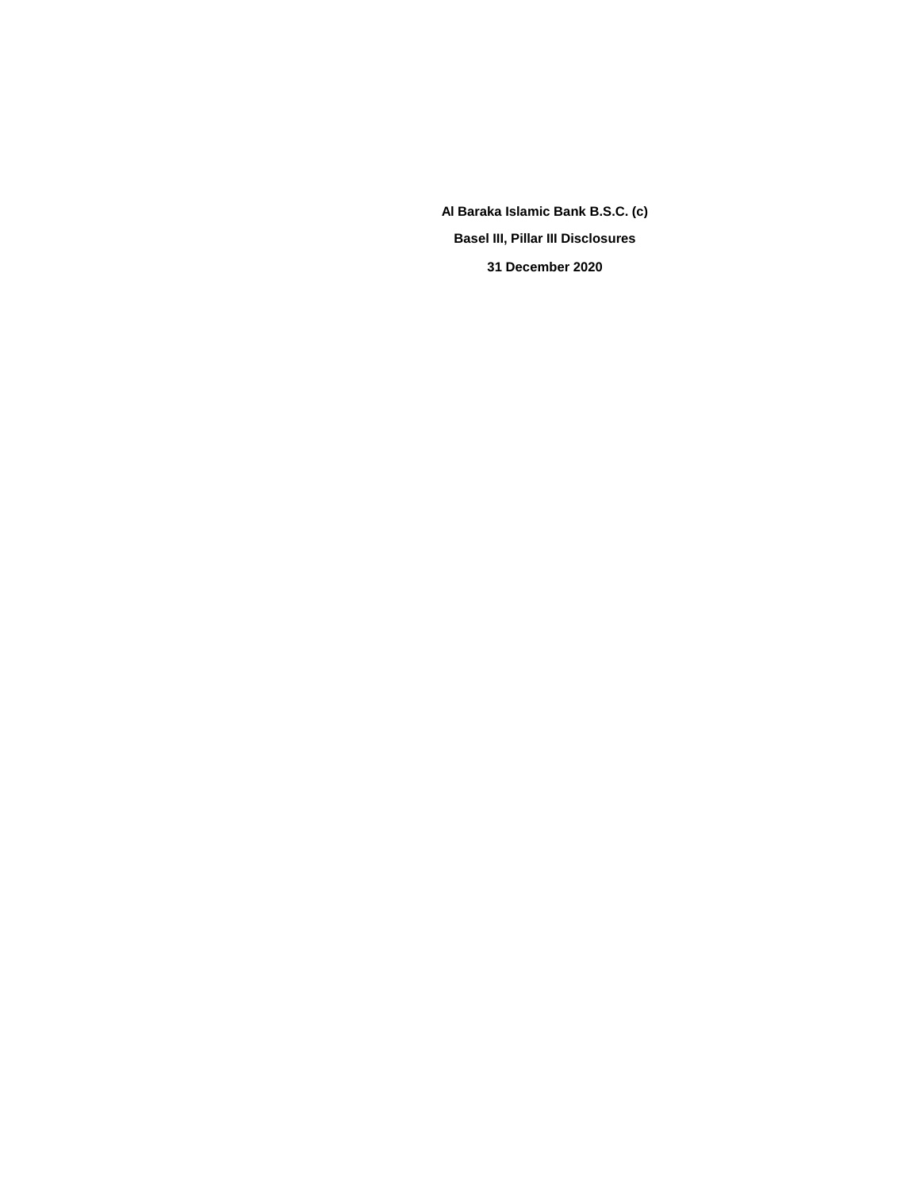**Al Baraka Islamic Bank B.S.C. (c)**

**Basel III, Pillar III Disclosures**

**31 December 2020**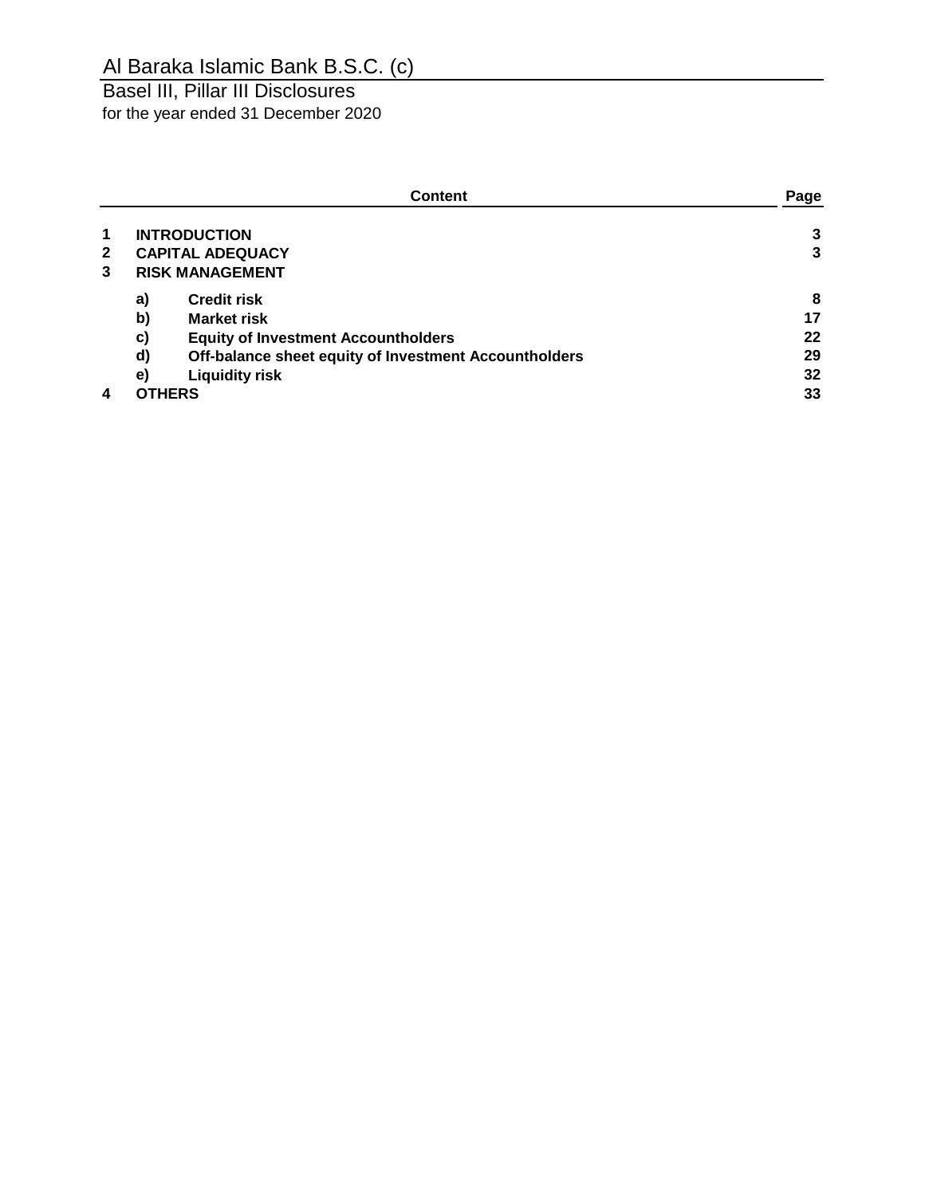# Al Baraka Islamic Bank B.S.C. (c)

Basel III, Pillar III Disclosures
for the year ended 31 December 2020

| | | Content | Page |
|---|---|---|---|
| **1** | **INTRODUCTION** | | **3** |
| **2** | **CAPITAL ADEQUACY** | | **3** |
| **3** | **RISK MANAGEMENT** | | |
| | **a)** | **Credit risk** | **8** |
| | **b)** | **Market risk** | **17** |
| | **c)** | **Equity of Investment Accountholders** | **22** |
| | **d)** | **Off-balance sheet equity of Investment Accountholders** | **29** |
| | **e)** | **Liquidity risk** | **32** |
| **4** | **OTHERS** | | **33** |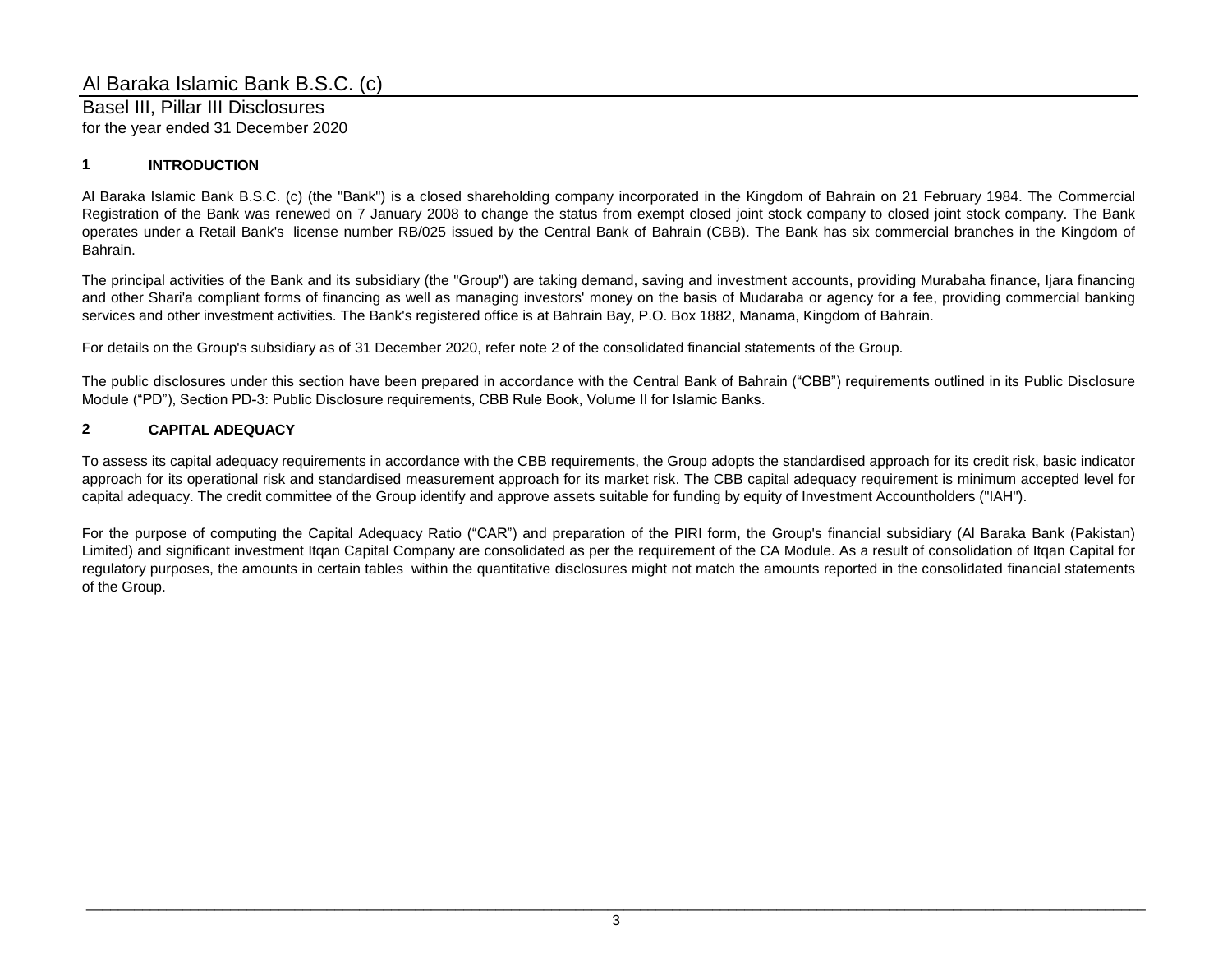## 1 INTRODUCTION

Al Baraka Islamic Bank B.S.C. (c) (the "Bank") is a closed shareholding company incorporated in the Kingdom of Bahrain on 21 February 1984. The Commercial Registration of the Bank was renewed on 7 January 2008 to change the status from exempt closed joint stock company to closed joint stock company. The Bank operates under a Retail Bank's license number RB/025 issued by the Central Bank of Bahrain (CBB). The Bank has six commercial branches in the Kingdom of Bahrain.

The principal activities of the Bank and its subsidiary (the "Group") are taking demand, saving and investment accounts, providing Murabaha finance, Ijara financing and other Shari'a compliant forms of financing as well as managing investors' money on the basis of Mudaraba or agency for a fee, providing commercial banking services and other investment activities. The Bank's registered office is at Bahrain Bay, P.O. Box 1882, Manama, Kingdom of Bahrain.

For details on the Group's subsidiary as of 31 December 2020, refer note 2 of the consolidated financial statements of the Group.

The public disclosures under this section have been prepared in accordance with the Central Bank of Bahrain ("CBB") requirements outlined in its Public Disclosure Module ("PD"), Section PD-3: Public Disclosure requirements, CBB Rule Book, Volume II for Islamic Banks.

## 2 CAPITAL ADEQUACY

To assess its capital adequacy requirements in accordance with the CBB requirements, the Group adopts the standardised approach for its credit risk, basic indicator approach for its operational risk and standardised measurement approach for its market risk. The CBB capital adequacy requirement is minimum accepted level for capital adequacy. The credit committee of the Group identify and approve assets suitable for funding by equity of Investment Accountholders ("IAH").

For the purpose of computing the Capital Adequacy Ratio ("CAR") and preparation of the PIRI form, the Group's financial subsidiary (Al Baraka Bank (Pakistan) Limited) and significant investment Itqan Capital Company are consolidated as per the requirement of the CA Module. As a result of consolidation of Itqan Capital for regulatory purposes, the amounts in certain tables within the quantitative disclosures might not match the amounts reported in the consolidated financial statements of the Group.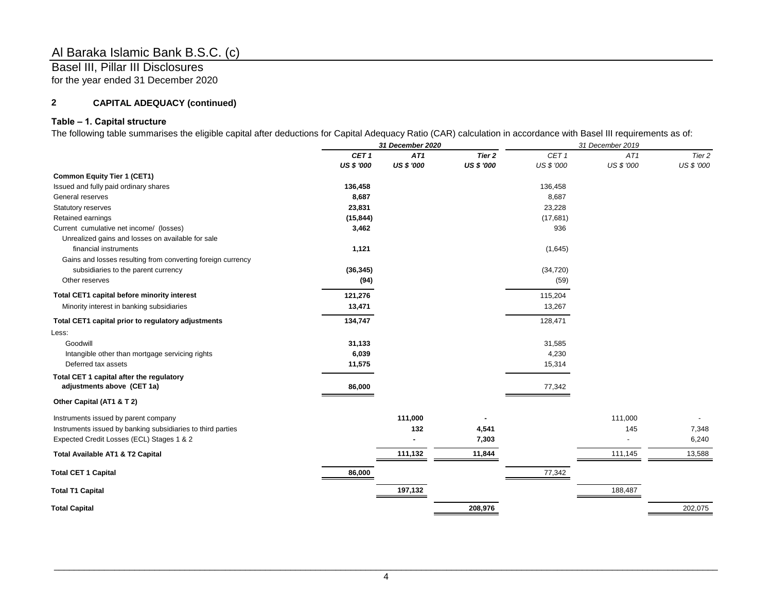# Al Baraka Islamic Bank B.S.C. (c)

Basel III, Pillar III Disclosures
for the year ended 31 December 2020

## 2 CAPITAL ADEQUACY (continued)

### Table – 1. Capital structure

The following table summarises the eligible capital after deductions for Capital Adequacy Ratio (CAR) calculation in accordance with Basel III requirements as of:

| | 31 December 2020 | | | 31 December 2019 | | |
|---|---|---|---|---|---|---|
| | CET 1 | AT1 | Tier 2 | CET 1 | AT1 | Tier 2 |
| | US $ '000 | US $ '000 | US $ '000 | US $ '000 | US $ '000 | US $ '000 |
| **Common Equity Tier 1 (CET1)** | | | | | | |
| Issued and fully paid ordinary shares | **136,458** | | | 136,458 | | |
| General reserves | **8,687** | | | 8,687 | | |
| Statutory reserves | **23,831** | | | 23,228 | | |
| Retained earnings | **(15,844)** | | | (17,681) | | |
| Current cumulative net income/ (losses) | **3,462** | | | 936 | | |
| Unrealized gains and losses on available for sale financial instruments | **1,121** | | | (1,645) | | |
| Gains and losses resulting from converting foreign currency subsidiaries to the parent currency | **(36,345)** | | | (34,720) | | |
| Other reserves | **(94)** | | | (59) | | |
| **Total CET1 capital before minority interest** | **121,276** | | | 115,204 | | |
| Minority interest in banking subsidiaries | **13,471** | | | 13,267 | | |
| **Total CET1 capital prior to regulatory adjustments** | **134,747** | | | 128,471 | | |
| Less: | | | | | | |
| Goodwill | **31,133** | | | 31,585 | | |
| Intangible other than mortgage servicing rights | **6,039** | | | 4,230 | | |
| Deferred tax assets | **11,575** | | | 15,314 | | |
| **Total CET 1 capital after the regulatory adjustments above (CET 1a)** | **86,000** | | | 77,342 | | |
| **Other Capital (AT1 & T 2)** | | | | | | |
| Instruments issued by parent company | | **111,000** | **-** | | 111,000 | - |
| Instruments issued by banking subsidiaries to third parties | | **132** | **4,541** | | 145 | 7,348 |
| Expected Credit Losses (ECL) Stages 1 & 2 | | **-** | **7,303** | | - | 6,240 |
| **Total Available AT1 & T2 Capital** | | **111,132** | **11,844** | | 111,145 | 13,588 |
| **Total CET 1 Capital** | **86,000** | | | 77,342 | | |
| **Total T1 Capital** | | **197,132** | | | 188,487 | |
| **Total Capital** | | | **208,976** | | | 202,075 |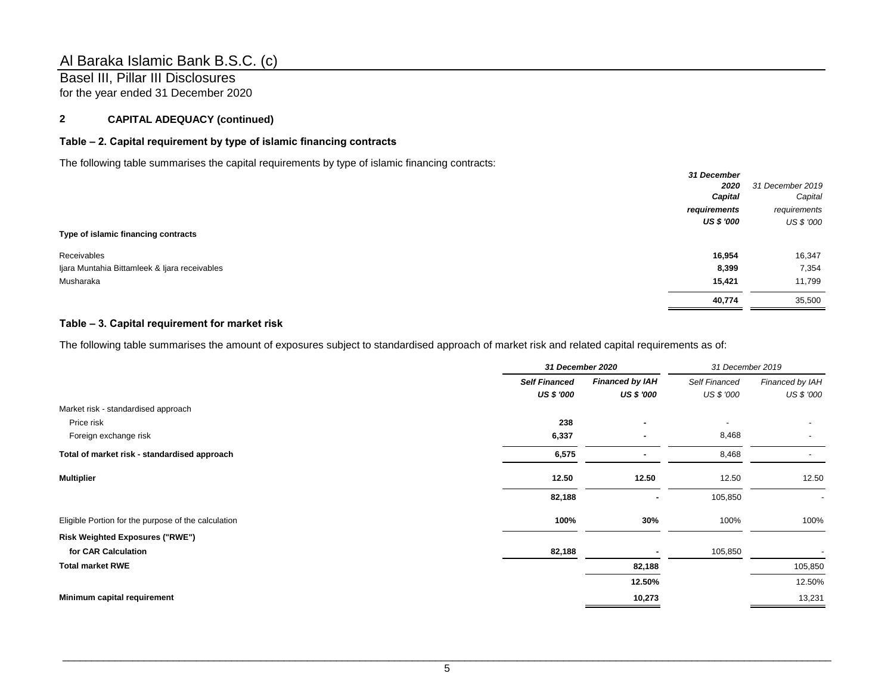## 2 CAPITAL ADEQUACY (continued)

### Table – 2. Capital requirement by type of islamic financing contracts

The following table summarises the capital requirements by type of islamic financing contracts:

| | **31 December 2020 Capital requirements US $ '000** | *31 December 2019 Capital requirements US $ '000* |
|---|---|---|
| **Type of islamic financing contracts** | | |
| Receivables | **16,954** | 16,347 |
| Ijara Muntahia Bittamleek & Ijara receivables | **8,399** | 7,354 |
| Musharaka | **15,421** | 11,799 |
| | **40,774** | 35,500 |

### Table – 3. Capital requirement for market risk

The following table summarises the amount of exposures subject to standardised approach of market risk and related capital requirements as of:

| | ***31 December 2020*** | | *31 December 2019* | |
|---|---|---|---|---|
| | ***Self Financed US $ '000*** | ***Financed by IAH US $ '000*** | *Self Financed US $ '000* | *Financed by IAH US $ '000* |
| Market risk - standardised approach | | | | |
| Price risk | **238** | **-** | - | - |
| Foreign exchange risk | **6,337** | **-** | 8,468 | - |
| **Total of market risk - standardised approach** | **6,575** | **-** | 8,468 | - |
| **Multiplier** | **12.50** | **12.50** | 12.50 | 12.50 |
| | **82,188** | **-** | 105,850 | - |
| Eligible Portion for the purpose of the calculation | **100%** | **30%** | 100% | 100% |
| **Risk Weighted Exposures ("RWE") for CAR Calculation** | **82,188** | **-** | 105,850 | - |
| **Total market RWE** | | **82,188** | | 105,850 |
| | | **12.50%** | | 12.50% |
| **Minimum capital requirement** | | **10,273** | | 13,231 |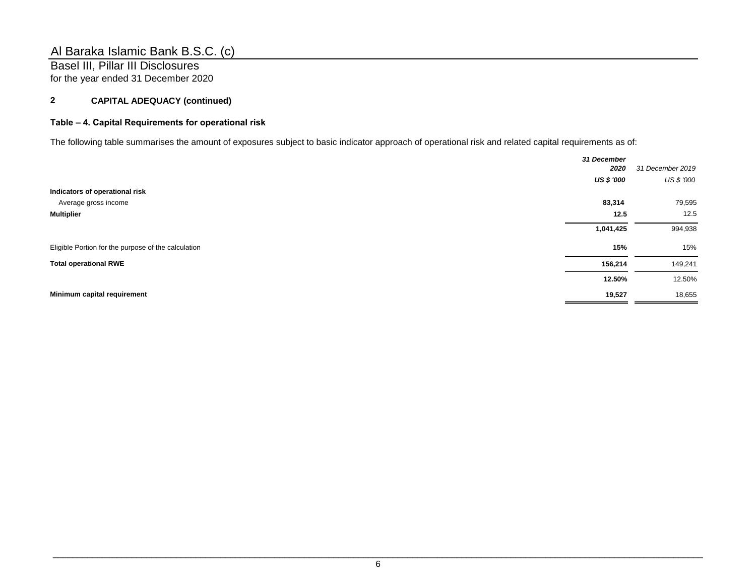# Al Baraka Islamic Bank B.S.C. (c)

## Basel III, Pillar III Disclosures

for the year ended 31 December 2020

## 2 CAPITAL ADEQUACY (continued)

### Table – 4. Capital Requirements for operational risk

The following table summarises the amount of exposures subject to basic indicator approach of operational risk and related capital requirements as of:

| | ***31 December 2020*** | *31 December 2019* |
|---|---|---|
| | ***US $ '000*** | *US $ '000* |
| **Indicators of operational risk** | | |
| Average gross income | **83,314** | 79,595 |
| **Multiplier** | **12.5** | 12.5 |
| | **1,041,425** | 994,938 |
| Eligible Portion for the purpose of the calculation | **15%** | 15% |
| **Total operational RWE** | **156,214** | 149,241 |
| | **12.50%** | 12.50% |
| **Minimum capital requirement** | **19,527** | 18,655 |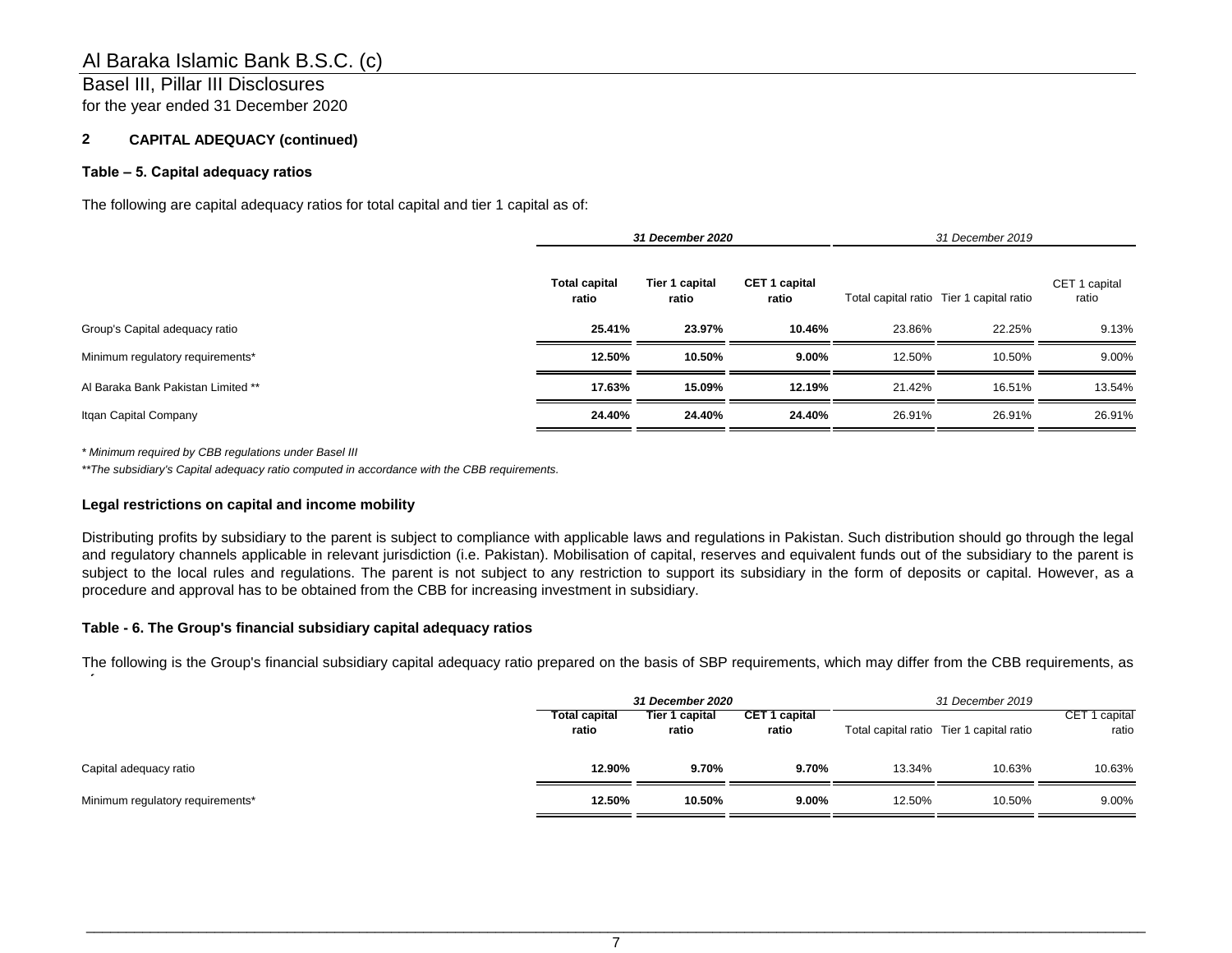## 2 CAPITAL ADEQUACY (continued)

### Table – 5. Capital adequacy ratios

The following are capital adequacy ratios for total capital and tier 1 capital as of:

| | *31 December 2020* | | | *31 December 2019* | | |
|---|---|---|---|---|---|---|
| | **Total capital ratio** | **Tier 1 capital ratio** | **CET 1 capital ratio** | Total capital ratio | Tier 1 capital ratio | CET 1 capital ratio |
| Group's Capital adequacy ratio | **25.41%** | **23.97%** | **10.46%** | 23.86% | 22.25% | 9.13% |
| Minimum regulatory requirements* | **12.50%** | **10.50%** | **9.00%** | 12.50% | 10.50% | 9.00% |
| Al Baraka Bank Pakistan Limited ** | **17.63%** | **15.09%** | **12.19%** | 21.42% | 16.51% | 13.54% |
| Itqan Capital Company | **24.40%** | **24.40%** | **24.40%** | 26.91% | 26.91% | 26.91% |

*\* Minimum required by CBB regulations under Basel III*

*\*\*The subsidiary's Capital adequacy ratio computed in accordance with the CBB requirements.*

### Legal restrictions on capital and income mobility

Distributing profits by subsidiary to the parent is subject to compliance with applicable laws and regulations in Pakistan. Such distribution should go through the legal and regulatory channels applicable in relevant jurisdiction (i.e. Pakistan). Mobilisation of capital, reserves and equivalent funds out of the subsidiary to the parent is subject to the local rules and regulations. The parent is not subject to any restriction to support its subsidiary in the form of deposits or capital. However, as a procedure and approval has to be obtained from the CBB for increasing investment in subsidiary.

### Table - 6. The Group's financial subsidiary capital adequacy ratios

The following is the Group's financial subsidiary capital adequacy ratio prepared on the basis of SBP requirements, which may differ from the CBB requirements, as of:

| | *31 December 2020* | | | *31 December 2019* | | |
|---|---|---|---|---|---|---|
| | **Total capital ratio** | **Tier 1 capital ratio** | **CET 1 capital ratio** | Total capital ratio | Tier 1 capital ratio | CET 1 capital ratio |
| Capital adequacy ratio | **12.90%** | **9.70%** | **9.70%** | 13.34% | 10.63% | 10.63% |
| Minimum regulatory requirements* | **12.50%** | **10.50%** | **9.00%** | 12.50% | 10.50% | 9.00% |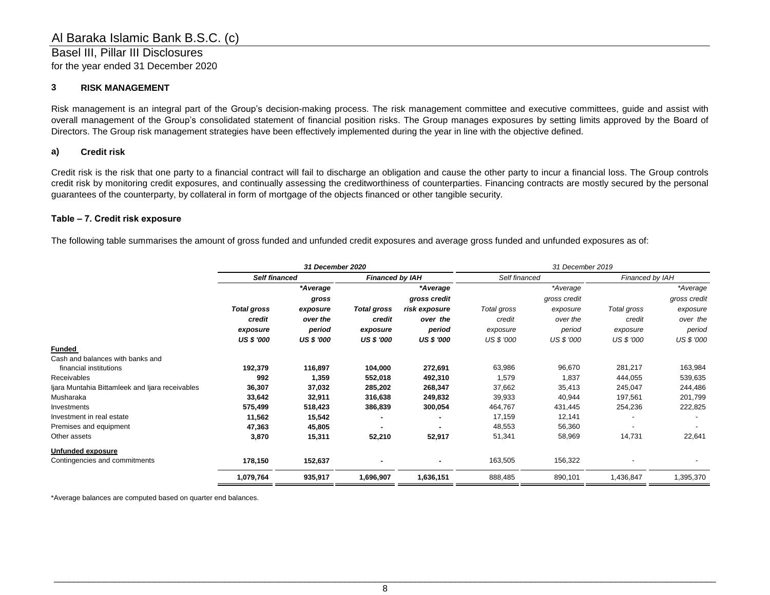## 3 RISK MANAGEMENT

Risk management is an integral part of the Group's decision-making process. The risk management committee and executive committees, guide and assist with overall management of the Group's consolidated statement of financial position risks. The Group manages exposures by setting limits approved by the Board of Directors. The Group risk management strategies have been effectively implemented during the year in line with the objective defined.

### a) Credit risk

Credit risk is the risk that one party to a financial contract will fail to discharge an obligation and cause the other party to incur a financial loss. The Group controls credit risk by monitoring credit exposures, and continually assessing the creditworthiness of counterparties. Financing contracts are mostly secured by the personal guarantees of the counterparty, by collateral in form of mortgage of the objects financed or other tangible security.

#### Table – 7. Credit risk exposure

The following table summarises the amount of gross funded and unfunded credit exposures and average gross funded and unfunded exposures as of:

| | *31 December 2020* | | | | *31 December 2019* | | | |
|---|---|---|---|---|---|---|---|---|
| | *Self financed* | | *Financed by IAH* | | *Self financed* | | *Financed by IAH* | |
| | *Total gross credit exposure* | *\*Average gross exposure over the period* | *Total gross credit exposure* | *\*Average gross credit risk exposure over the period* | *Total gross credit exposure* | *\*Average gross credit exposure over the period* | *Total gross credit exposure* | *\*Average gross credit exposure over the period* |
| | *US $ '000* | *US $ '000* | *US $ '000* | *US $ '000* | *US $ '000* | *US $ '000* | *US $ '000* | *US $ '000* |
| **Funded** | | | | | | | | |
| Cash and balances with banks and financial institutions | **192,379** | **116,897** | **104,000** | **272,691** | 63,986 | 96,670 | 281,217 | 163,984 |
| Receivables | **992** | **1,359** | **552,018** | **492,310** | 1,579 | 1,837 | 444,055 | 539,635 |
| Ijara Muntahia Bittamleek and Ijara receivables | **36,307** | **37,032** | **285,202** | **268,347** | 37,662 | 35,413 | 245,047 | 244,486 |
| Musharaka | **33,642** | **32,911** | **316,638** | **249,832** | 39,933 | 40,944 | 197,561 | 201,799 |
| Investments | **575,499** | **518,423** | **386,839** | **300,054** | 464,767 | 431,445 | 254,236 | 222,825 |
| Investment in real estate | **11,562** | **15,542** | **-** | **-** | 17,159 | 12,141 | - | - |
| Premises and equipment | **47,363** | **45,805** | **-** | **-** | 48,553 | 56,360 | - | - |
| Other assets | **3,870** | **15,311** | **52,210** | **52,917** | 51,341 | 58,969 | 14,731 | 22,641 |
| **Unfunded exposure** | | | | | | | | |
| Contingencies and commitments | **178,150** | **152,637** | **-** | **-** | 163,505 | 156,322 | - | - |
| | **1,079,764** | **935,917** | **1,696,907** | **1,636,151** | 888,485 | 890,101 | 1,436,847 | 1,395,370 |

*Average balances are computed based on quarter end balances.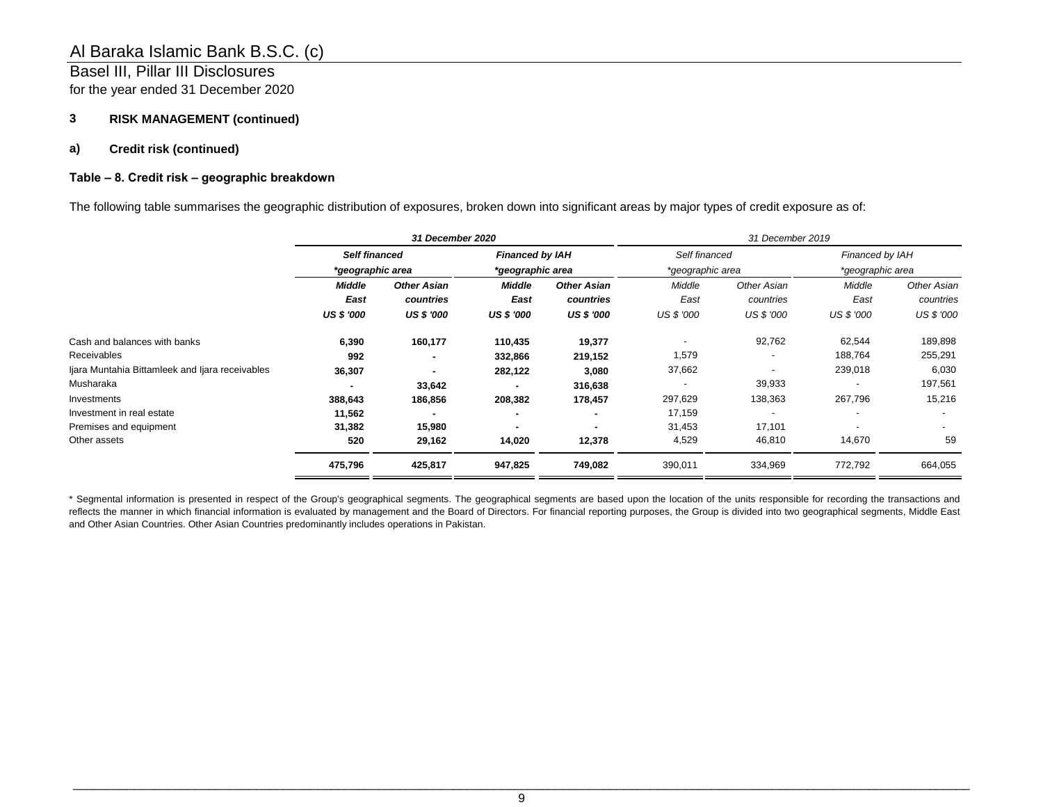Al Baraka Islamic Bank B.S.C. (c)

Basel III, Pillar III Disclosures

for the year ended 31 December 2020

### 3 RISK MANAGEMENT (continued)

#### a) Credit risk (continued)

**Table – 8. Credit risk – geographic breakdown**

The following table summarises the geographic distribution of exposures, broken down into significant areas by major types of credit exposure as of:

| | ***31 December 2020*** | | | | *31 December 2019* | | | |
|---|---|---|---|---|---|---|---|---|
| | ***Self financed*** | | ***Financed by IAH*** | | *Self financed* | | *Financed by IAH* | |
| | ****geographic area*** | | ****geographic area*** | | **geographic area* | | **geographic area* | |
| | ***Middle East*** | ***Other Asian countries*** | ***Middle East*** | ***Other Asian countries*** | *Middle East* | *Other Asian countries* | *Middle East* | *Other Asian countries* |
| | ***US $ '000*** | ***US $ '000*** | ***US $ '000*** | ***US $ '000*** | *US $ '000* | *US $ '000* | *US $ '000* | *US $ '000* |
| Cash and balances with banks | **6,390** | **160,177** | **110,435** | **19,377** | - | 92,762 | 62,544 | 189,898 |
| Receivables | **992** | **-** | **332,866** | **219,152** | 1,579 | - | 188,764 | 255,291 |
| Ijara Muntahia Bittamleek and Ijara receivables | **36,307** | **-** | **282,122** | **3,080** | 37,662 | - | 239,018 | 6,030 |
| Musharaka | **-** | **33,642** | **-** | **316,638** | - | 39,933 | - | 197,561 |
| Investments | **388,643** | **186,856** | **208,382** | **178,457** | 297,629 | 138,363 | 267,796 | 15,216 |
| Investment in real estate | **11,562** | **-** | **-** | **-** | 17,159 | - | - | - |
| Premises and equipment | **31,382** | **15,980** | **-** | **-** | 31,453 | 17,101 | - | - |
| Other assets | **520** | **29,162** | **14,020** | **12,378** | 4,529 | 46,810 | 14,670 | 59 |
| | **475,796** | **425,817** | **947,825** | **749,082** | 390,011 | 334,969 | 772,792 | 664,055 |

\* Segmental information is presented in respect of the Group's geographical segments. The geographical segments are based upon the location of the units responsible for recording the transactions and reflects the manner in which financial information is evaluated by management and the Board of Directors. For financial reporting purposes, the Group is divided into two geographical segments, Middle East and Other Asian Countries. Other Asian Countries predominantly includes operations in Pakistan.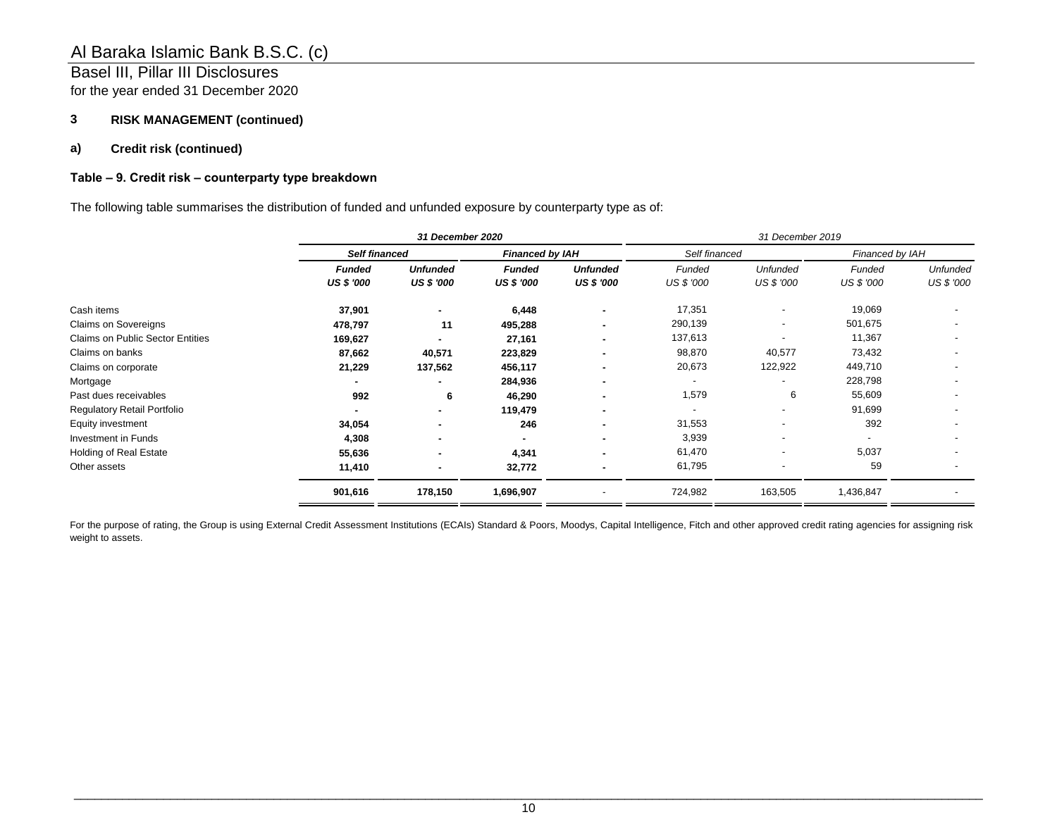## 3 RISK MANAGEMENT (continued)

### a) Credit risk (continued)

#### Table – 9. Credit risk – counterparty type breakdown

The following table summarises the distribution of funded and unfunded exposure by counterparty type as of:

| | **31 December 2020** | | | | *31 December 2019* | | | |
|---|---|---|---|---|---|---|---|---|
| | ***Self financed*** | | ***Financed by IAH*** | | *Self financed* | | *Financed by IAH* | |
| | ***Funded*** | ***Unfunded*** | ***Funded*** | ***Unfunded*** | *Funded* | *Unfunded* | *Funded* | *Unfunded* |
| | ***US $ '000*** | ***US $ '000*** | ***US $ '000*** | ***US $ '000*** | *US $ '000* | *US $ '000* | *US $ '000* | *US $ '000* |
| Cash items | **37,901** | **-** | **6,448** | **-** | 17,351 | - | 19,069 | - |
| Claims on Sovereigns | **478,797** | **11** | **495,288** | **-** | 290,139 | - | 501,675 | - |
| Claims on Public Sector Entities | **169,627** | **-** | **27,161** | **-** | 137,613 | - | 11,367 | - |
| Claims on banks | **87,662** | **40,571** | **223,829** | **-** | 98,870 | 40,577 | 73,432 | - |
| Claims on corporate | **21,229** | **137,562** | **456,117** | **-** | 20,673 | 122,922 | 449,710 | - |
| Mortgage | **-** | **-** | **284,936** | **-** | - | - | 228,798 | - |
| Past dues receivables | **992** | **6** | **46,290** | **-** | 1,579 | 6 | 55,609 | - |
| Regulatory Retail Portfolio | **-** | **-** | **119,479** | **-** | - | - | 91,699 | - |
| Equity investment | **34,054** | **-** | **246** | **-** | 31,553 | - | 392 | - |
| Investment in Funds | **4,308** | **-** | **-** | **-** | 3,939 | - | - | - |
| Holding of Real Estate | **55,636** | **-** | **4,341** | **-** | 61,470 | - | 5,037 | - |
| Other assets | **11,410** | **-** | **32,772** | **-** | 61,795 | - | 59 | - |
| | **901,616** | **178,150** | **1,696,907** | - | 724,982 | 163,505 | 1,436,847 | - |

For the purpose of rating, the Group is using External Credit Assessment Institutions (ECAIs) Standard & Poors, Moodys, Capital Intelligence, Fitch and other approved credit rating agencies for assigning risk weight to assets.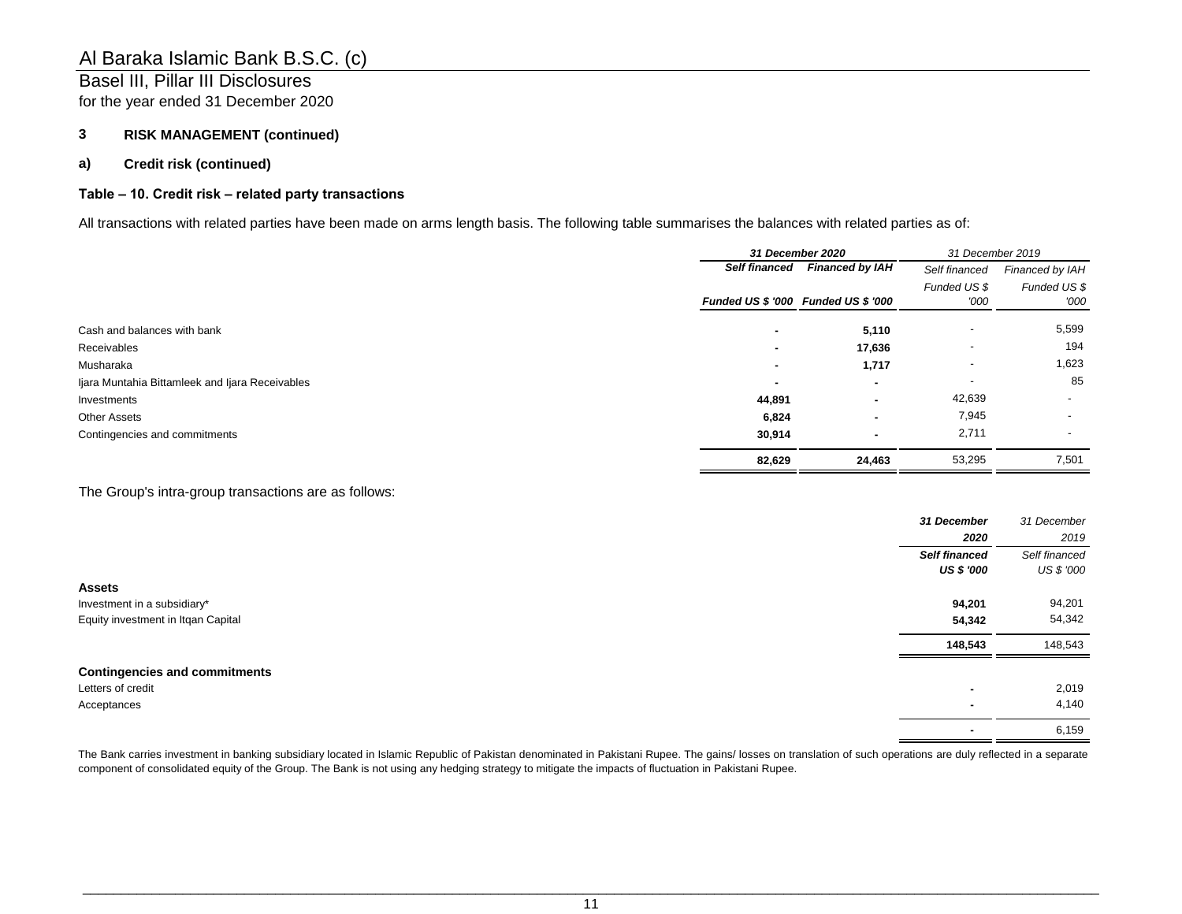Al Baraka Islamic Bank B.S.C. (c)

Basel III, Pillar III Disclosures

for the year ended 31 December 2020

## 3 RISK MANAGEMENT (continued)

### a) Credit risk (continued)

#### Table – 10. Credit risk – related party transactions

All transactions with related parties have been made on arms length basis. The following table summarises the balances with related parties as of:

| | ***31 December 2020*** | | *31 December 2019* | |
|---|---|---|---|---|
| | ***Self financed*** | ***Financed by IAH*** | *Self financed* | *Financed by IAH* |
| | ***Funded US $ '000*** | ***Funded US $ '000*** | *Funded US $ '000* | *Funded US $ '000* |
| Cash and balances with bank | **-** | **5,110** | - | 5,599 |
| Receivables | **-** | **17,636** | - | 194 |
| Musharaka | **-** | **1,717** | - | 1,623 |
| Ijara Muntahia Bittamleek and Ijara Receivables | **-** | **-** | - | 85 |
| Investments | **44,891** | **-** | 42,639 | - |
| Other Assets | **6,824** | **-** | 7,945 | - |
| Contingencies and commitments | **30,914** | **-** | 2,711 | - |
| | **82,629** | **24,463** | 53,295 | 7,501 |

The Group's intra-group transactions are as follows:

| | ***31 December 2020*** | *31 December 2019* |
|---|---|---|
| | ***Self financed US $ '000*** | *Self financed US $ '000* |
| **Assets** | | |
| Investment in a subsidiary* | **94,201** | 94,201 |
| Equity investment in Itqan Capital | **54,342** | 54,342 |
| | **148,543** | 148,543 |
| **Contingencies and commitments** | | |
| Letters of credit | **-** | 2,019 |
| Acceptances | **-** | 4,140 |
| | **-** | 6,159 |

The Bank carries investment in banking subsidiary located in Islamic Republic of Pakistan denominated in Pakistani Rupee. The gains/ losses on translation of such operations are duly reflected in a separate component of consolidated equity of the Group. The Bank is not using any hedging strategy to mitigate the impacts of fluctuation in Pakistani Rupee.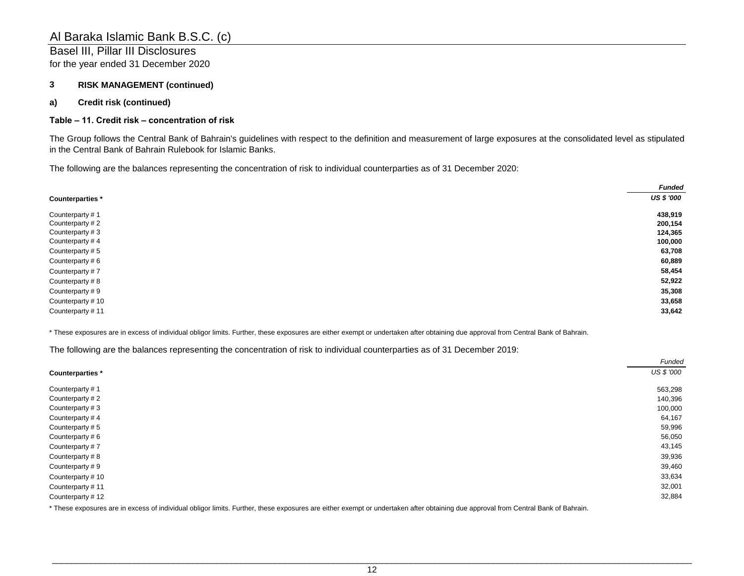## 3 RISK MANAGEMENT (continued)

### a) Credit risk (continued)

#### Table – 11. Credit risk – concentration of risk

The Group follows the Central Bank of Bahrain's guidelines with respect to the definition and measurement of large exposures at the consolidated level as stipulated in the Central Bank of Bahrain Rulebook for Islamic Banks.

The following are the balances representing the concentration of risk to individual counterparties as of 31 December 2020:

| **Counterparties *** | ***Funded*** ***US $ '000*** |
|---|---|
| Counterparty # 1 | **438,919** |
| Counterparty # 2 | **200,154** |
| Counterparty # 3 | **124,365** |
| Counterparty # 4 | **100,000** |
| Counterparty # 5 | **63,708** |
| Counterparty # 6 | **60,889** |
| Counterparty # 7 | **58,454** |
| Counterparty # 8 | **52,922** |
| Counterparty # 9 | **35,308** |
| Counterparty # 10 | **33,658** |
| Counterparty # 11 | **33,642** |

* These exposures are in excess of individual obligor limits. Further, these exposures are either exempt or undertaken after obtaining due approval from Central Bank of Bahrain.

The following are the balances representing the concentration of risk to individual counterparties as of 31 December 2019:

| **Counterparties *** | *Funded* *US $ '000* |
|---|---|
| Counterparty # 1 | 563,298 |
| Counterparty # 2 | 140,396 |
| Counterparty # 3 | 100,000 |
| Counterparty # 4 | 64,167 |
| Counterparty # 5 | 59,996 |
| Counterparty # 6 | 56,050 |
| Counterparty # 7 | 43,145 |
| Counterparty # 8 | 39,936 |
| Counterparty # 9 | 39,460 |
| Counterparty # 10 | 33,634 |
| Counterparty # 11 | 32,001 |
| Counterparty # 12 | 32,884 |

* These exposures are in excess of individual obligor limits. Further, these exposures are either exempt or undertaken after obtaining due approval from Central Bank of Bahrain.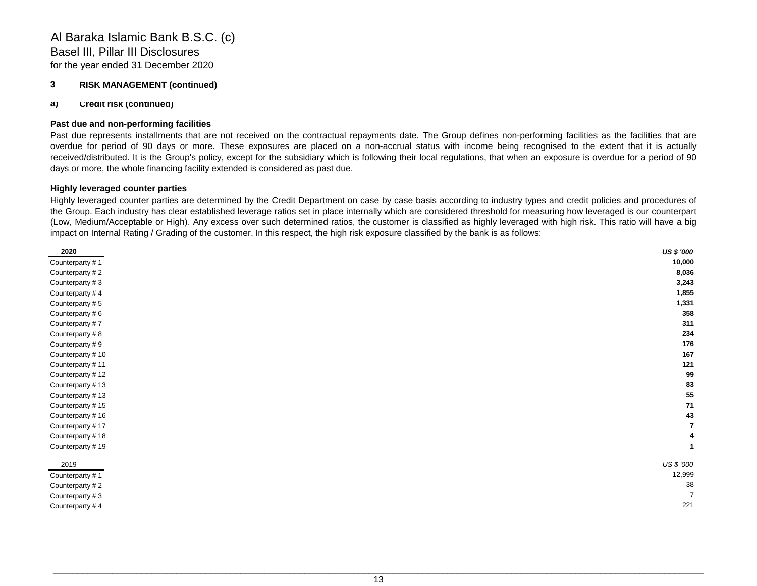## 3 RISK MANAGEMENT (continued)

### a) Credit risk (continued)

**Past due and non-performing facilities**

Past due represents installments that are not received on the contractual repayments date. The Group defines non-performing facilities as the facilities that are overdue for period of 90 days or more. These exposures are placed on a non-accrual status with income being recognised to the extent that it is actually received/distributed. It is the Group's policy, except for the subsidiary which is following their local regulations, that when an exposure is overdue for a period of 90 days or more, the whole financing facility extended is considered as past due.

**Highly leveraged counter parties**

Highly leveraged counter parties are determined by the Credit Department on case by case basis according to industry types and credit policies and procedures of the Group. Each industry has clear established leverage ratios set in place internally which are considered threshold for measuring how leveraged is our counterpart (Low, Medium/Acceptable or High). Any excess over such determined ratios, the customer is classified as highly leveraged with high risk. This ratio will have a big impact on Internal Rating / Grading of the customer. In this respect, the high risk exposure classified by the bank is as follows:

| **2020** | ***US $ '000*** |
|---|---|
| Counterparty # 1 | **10,000** |
| Counterparty # 2 | **8,036** |
| Counterparty # 3 | **3,243** |
| Counterparty # 4 | **1,855** |
| Counterparty # 5 | **1,331** |
| Counterparty # 6 | **358** |
| Counterparty # 7 | **311** |
| Counterparty # 8 | **234** |
| Counterparty # 9 | **176** |
| Counterparty # 10 | **167** |
| Counterparty # 11 | **121** |
| Counterparty # 12 | **99** |
| Counterparty # 13 | **83** |
| Counterparty # 13 | **55** |
| Counterparty # 15 | **71** |
| Counterparty # 16 | **43** |
| Counterparty # 17 | **7** |
| Counterparty # 18 | **4** |
| Counterparty # 19 | **1** |

| 2019 | *US $ '000* |
|---|---|
| Counterparty # 1 | 12,999 |
| Counterparty # 2 | 38 |
| Counterparty # 3 | 7 |
| Counterparty # 4 | 221 |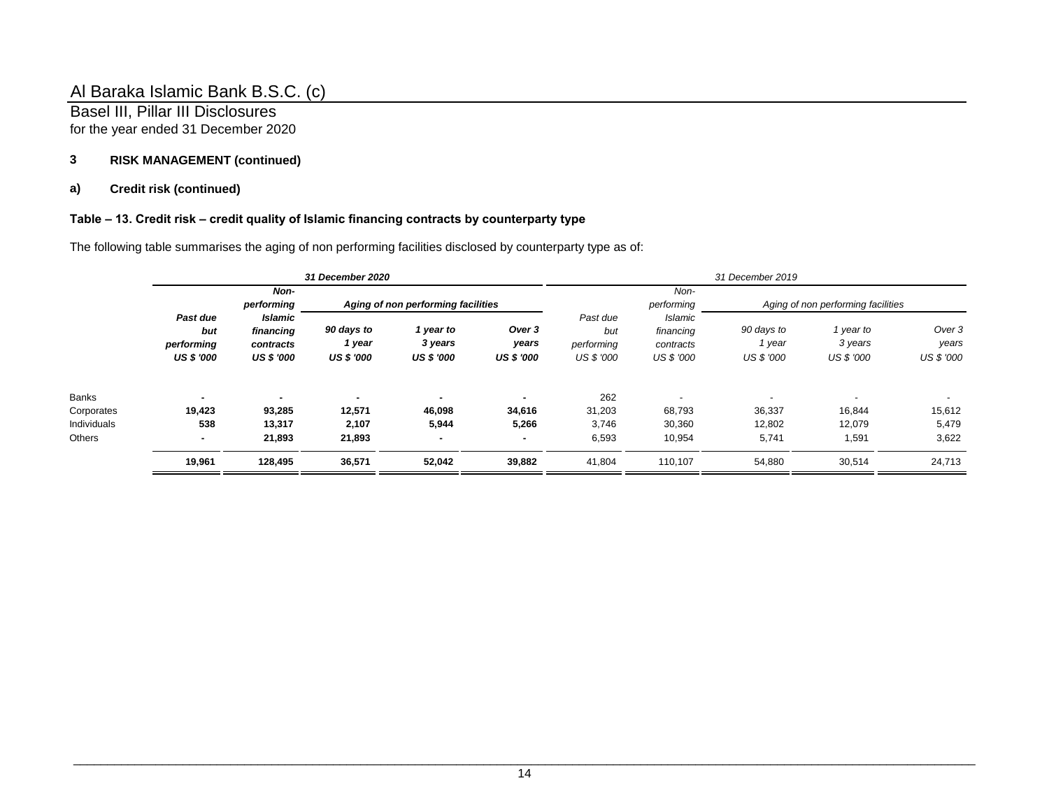Al Baraka Islamic Bank B.S.C. (c)

Basel III, Pillar III Disclosures
for the year ended 31 December 2020

## 3 RISK MANAGEMENT (continued)

### a) Credit risk (continued)

**Table – 13. Credit risk – credit quality of Islamic financing contracts by counterparty type**

The following table summarises the aging of non performing facilities disclosed by counterparty type as of:

| | *31 December 2020* | | | | | *31 December 2019* | | | | |
|---|---|---|---|---|---|---|---|---|---|---|
| | | | *Aging of non performing facilities* | | | | | *Aging of non performing facilities* | | |
| | ***Past due but performing*** | ***Non-performing Islamic financing contracts*** | ***90 days to 1 year*** | ***1 year to 3 years*** | ***Over 3 years*** | *Past due but performing* | *Non-performing Islamic financing contracts* | *90 days to 1 year* | *1 year to 3 years* | *Over 3 years* |
| | ***US $ '000*** | ***US $ '000*** | ***US $ '000*** | ***US $ '000*** | ***US $ '000*** | *US $ '000* | *US $ '000* | *US $ '000* | *US $ '000* | *US $ '000* |
| Banks | **-** | **-** | **-** | **-** | **-** | 262 | - | - | - | - |
| Corporates | **19,423** | **93,285** | **12,571** | **46,098** | **34,616** | 31,203 | 68,793 | 36,337 | 16,844 | 15,612 |
| Individuals | **538** | **13,317** | **2,107** | **5,944** | **5,266** | 3,746 | 30,360 | 12,802 | 12,079 | 5,479 |
| Others | **-** | **21,893** | **21,893** | **-** | **-** | 6,593 | 10,954 | 5,741 | 1,591 | 3,622 |
| | **19,961** | **128,495** | **36,571** | **52,042** | **39,882** | 41,804 | 110,107 | 54,880 | 30,514 | 24,713 |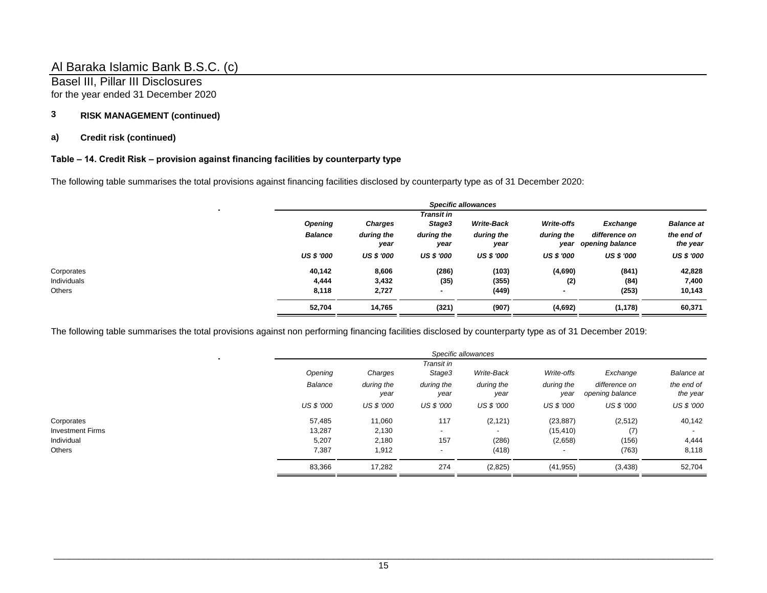Al Baraka Islamic Bank B.S.C. (c)

Basel III, Pillar III Disclosures
for the year ended 31 December 2020

## 3 RISK MANAGEMENT (continued)

### a) Credit risk (continued)

**Table – 14. Credit Risk – provision against financing facilities by counterparty type**

The following table summarises the total provisions against financing facilities disclosed by counterparty type as of 31 December 2020:

| | *Specific allowances* | | | | | | |
|---|---|---|---|---|---|---|---|
| | ***Opening Balance*** | ***Charges during the year*** | ***Transit in Stage3 during the year*** | ***Write-Back during the year*** | ***Write-offs during the year*** | ***Exchange difference on opening balance*** | ***Balance at the end of the year*** |
| | ***US $ '000*** | ***US $ '000*** | ***US $ '000*** | ***US $ '000*** | ***US $ '000*** | ***US $ '000*** | ***US $ '000*** |
| Corporates | **40,142** | **8,606** | **(286)** | **(103)** | **(4,690)** | **(841)** | **42,828** |
| Individuals | **4,444** | **3,432** | **(35)** | **(355)** | **(2)** | **(84)** | **7,400** |
| Others | **8,118** | **2,727** | **-** | **(449)** | **-** | **(253)** | **10,143** |
| | **52,704** | **14,765** | **(321)** | **(907)** | **(4,692)** | **(1,178)** | **60,371** |

The following table summarises the total provisions against non performing financing facilities disclosed by counterparty type as of 31 December 2019:

| | *Specific allowances* | | | | | | |
|---|---|---|---|---|---|---|---|
| | *Opening Balance* | *Charges during the year* | *Transit in Stage3 during the year* | *Write-Back during the year* | *Write-offs during the year* | *Exchange difference on opening balance* | *Balance at the end of the year* |
| | *US $ '000* | *US $ '000* | *US $ '000* | *US $ '000* | *US $ '000* | *US $ '000* | *US $ '000* |
| Corporates | 57,485 | 11,060 | 117 | (2,121) | (23,887) | (2,512) | 40,142 |
| Investment Firms | 13,287 | 2,130 | - | - | (15,410) | (7) | - |
| Individual | 5,207 | 2,180 | 157 | (286) | (2,658) | (156) | 4,444 |
| Others | 7,387 | 1,912 | - | (418) | - | (763) | 8,118 |
| | 83,366 | 17,282 | 274 | (2,825) | (41,955) | (3,438) | 52,704 |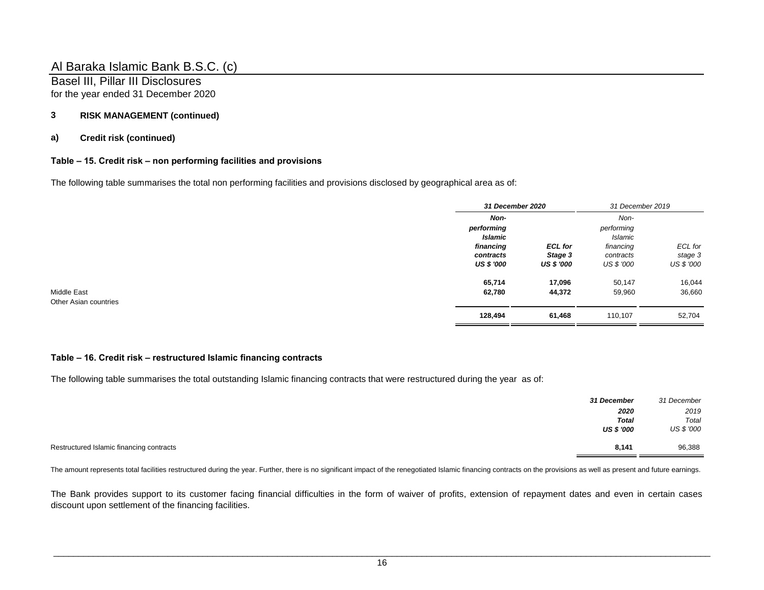## 3 RISK MANAGEMENT (continued)

### a) Credit risk (continued)

**Table – 15. Credit risk – non performing facilities and provisions**

The following table summarises the total non performing facilities and provisions disclosed by geographical area as of:

| | ***31 December 2020*** | | *31 December 2019* | |
|---|---|---|---|---|
| | ***Non-performing Islamic financing contracts*** | ***ECL for Stage 3*** | *Non-performing Islamic financing contracts* | *ECL for stage 3* |
| | ***US $ '000*** | ***US $ '000*** | *US $ '000* | *US $ '000* |
| Middle East | **65,714** | **17,096** | 50,147 | 16,044 |
| Other Asian countries | **62,780** | **44,372** | 59,960 | 36,660 |
| | **128,494** | **61,468** | 110,107 | 52,704 |

**Table – 16. Credit risk – restructured Islamic financing contracts**

The following table summarises the total outstanding Islamic financing contracts that were restructured during the year as of:

| | ***31 December 2020 Total*** | *31 December 2019 Total* |
|---|---|---|
| | ***US $ '000*** | *US $ '000* |
| Restructured Islamic financing contracts | **8,141** | 96,388 |

The amount represents total facilities restructured during the year. Further, there is no significant impact of the renegotiated Islamic financing contracts on the provisions as well as present and future earnings.

The Bank provides support to its customer facing financial difficulties in the form of waiver of profits, extension of repayment dates and even in certain cases discount upon settlement of the financing facilities.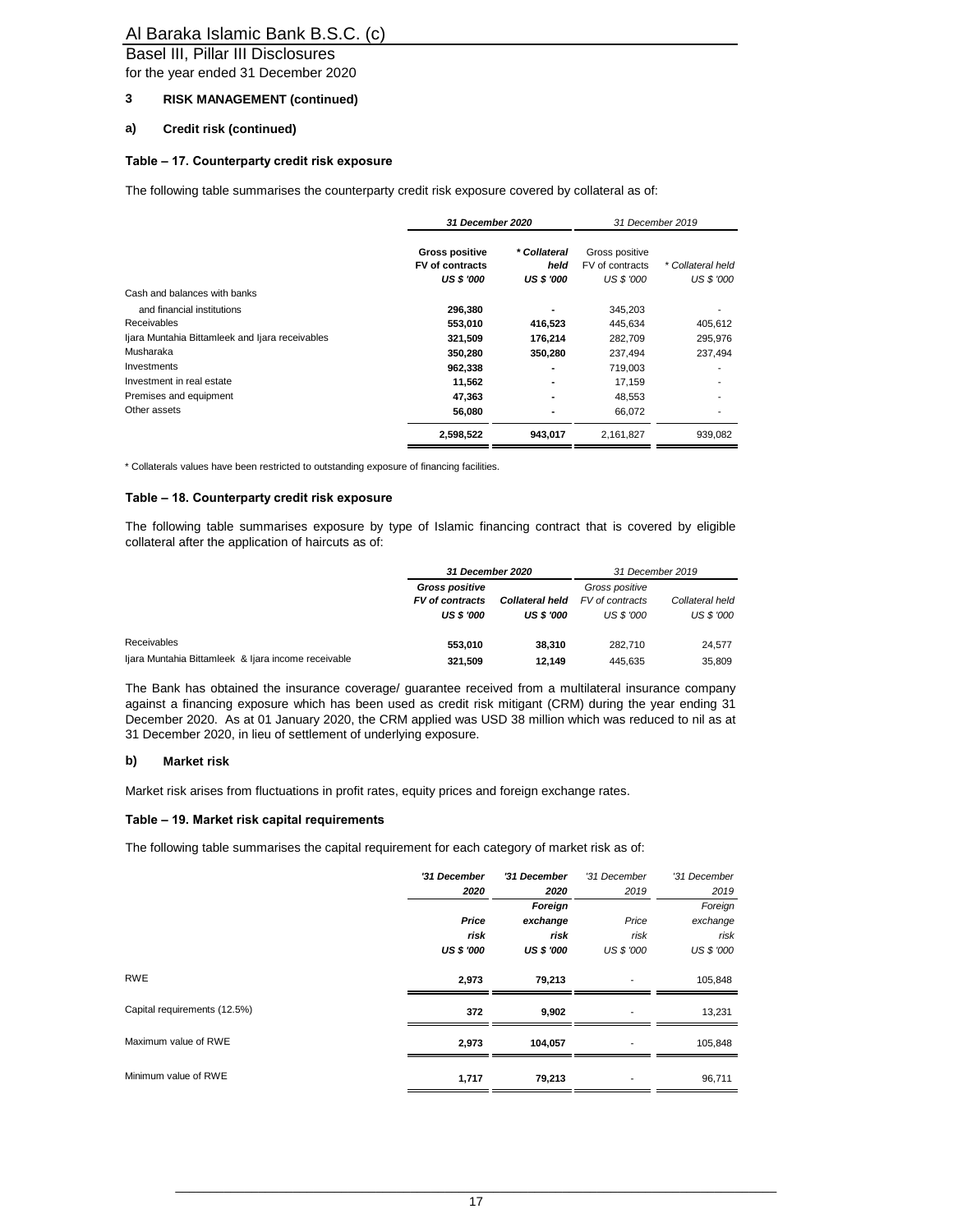### 3 RISK MANAGEMENT (continued)

#### a) Credit risk (continued)

**Table – 17. Counterparty credit risk exposure**

The following table summarises the counterparty credit risk exposure covered by collateral as of:

| | ***31 December 2020*** | | *31 December 2019* | |
|---|---|---|---|---|
| | **Gross positive FV of contracts** | ***\* Collateral held*** | Gross positive FV of contracts | *\* Collateral held* |
| | ***US $ '000*** | ***US $ '000*** | *US $ '000* | *US $ '000* |
| Cash and balances with banks and financial institutions | **296,380** | **-** | 345,203 | - |
| Receivables | **553,010** | **416,523** | 445,634 | 405,612 |
| Ijara Muntahia Bittamleek and Ijara receivables | **321,509** | **176,214** | 282,709 | 295,976 |
| Musharaka | **350,280** | **350,280** | 237,494 | 237,494 |
| Investments | **962,338** | **-** | 719,003 | - |
| Investment in real estate | **11,562** | **-** | 17,159 | - |
| Premises and equipment | **47,363** | **-** | 48,553 | - |
| Other assets | **56,080** | **-** | 66,072 | - |
| | **2,598,522** | **943,017** | 2,161,827 | 939,082 |

\* Collaterals values have been restricted to outstanding exposure of financing facilities.

**Table – 18. Counterparty credit risk exposure**

The following table summarises exposure by type of Islamic financing contract that is covered by eligible collateral after the application of haircuts as of:

| | ***31 December 2020*** | | *31 December 2019* | |
|---|---|---|---|---|
| | ***Gross positive FV of contracts*** | ***Collateral held*** | *Gross positive FV of contracts* | *Collateral held* |
| | ***US $ '000*** | ***US $ '000*** | *US $ '000* | *US $ '000* |
| Receivables | **553,010** | **38,310** | 282,710 | 24,577 |
| Ijara Muntahia Bittamleek & Ijara income receivable | **321,509** | **12,149** | 445,635 | 35,809 |

The Bank has obtained the insurance coverage/ guarantee received from a multilateral insurance company against a financing exposure which has been used as credit risk mitigant (CRM) during the year ending 31 December 2020. As at 01 January 2020, the CRM applied was USD 38 million which was reduced to nil as at 31 December 2020, in lieu of settlement of underlying exposure.

#### b) Market risk

Market risk arises from fluctuations in profit rates, equity prices and foreign exchange rates.

**Table – 19. Market risk capital requirements**

The following table summarises the capital requirement for each category of market risk as of:

| | ***'31 December 2020*** | ***'31 December 2020*** | *'31 December 2019* | *'31 December 2019* |
|---|---|---|---|---|
| | ***Price risk*** | ***Foreign exchange risk*** | *Price risk* | *Foreign exchange risk* |
| | ***US $ '000*** | ***US $ '000*** | *US $ '000* | *US $ '000* |
| RWE | **2,973** | **79,213** | - | 105,848 |
| Capital requirements (12.5%) | **372** | **9,902** | - | 13,231 |
| Maximum value of RWE | **2,973** | **104,057** | - | 105,848 |
| Minimum value of RWE | **1,717** | **79,213** | - | 96,711 |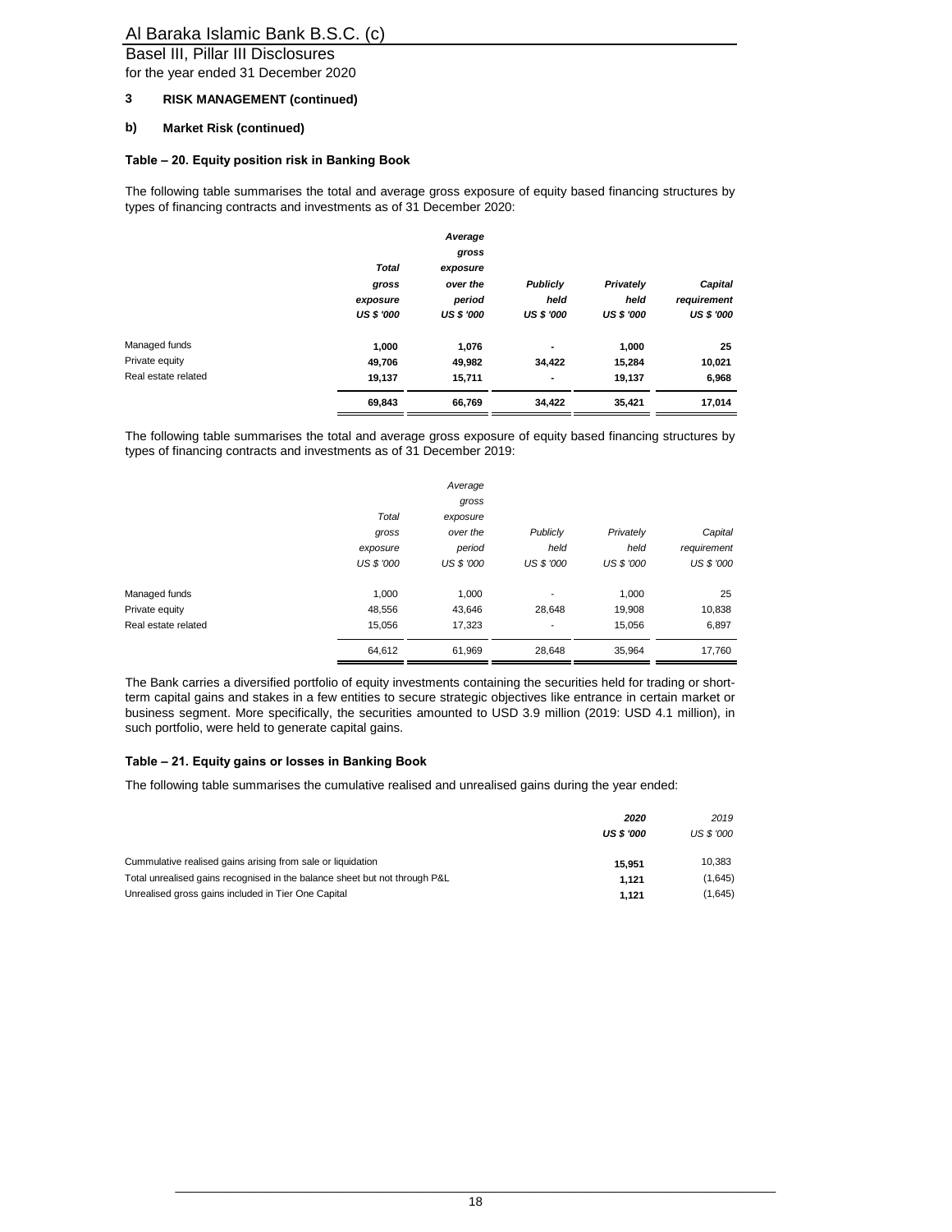## 3 RISK MANAGEMENT (continued)

### b) Market Risk (continued)

#### Table – 20. Equity position risk in Banking Book

The following table summarises the total and average gross exposure of equity based financing structures by types of financing contracts and investments as of 31 December 2020:

| | ***Total gross exposure US $ '000*** | ***Average gross exposure over the period US $ '000*** | ***Publicly held US $ '000*** | ***Privately held US $ '000*** | ***Capital requirement US $ '000*** |
|---|---|---|---|---|---|
| Managed funds | **1,000** | **1,076** | **-** | **1,000** | **25** |
| Private equity | **49,706** | **49,982** | **34,422** | **15,284** | **10,021** |
| Real estate related | **19,137** | **15,711** | **-** | **19,137** | **6,968** |
| | **69,843** | **66,769** | **34,422** | **35,421** | **17,014** |

The following table summarises the total and average gross exposure of equity based financing structures by types of financing contracts and investments as of 31 December 2019:

| | *Total gross exposure US $ '000* | *Average gross exposure over the period US $ '000* | *Publicly held US $ '000* | *Privately held US $ '000* | *Capital requirement US $ '000* |
|---|---|---|---|---|---|
| Managed funds | 1,000 | 1,000 | - | 1,000 | 25 |
| Private equity | 48,556 | 43,646 | 28,648 | 19,908 | 10,838 |
| Real estate related | 15,056 | 17,323 | - | 15,056 | 6,897 |
| | 64,612 | 61,969 | 28,648 | 35,964 | 17,760 |

The Bank carries a diversified portfolio of equity investments containing the securities held for trading or short-term capital gains and stakes in a few entities to secure strategic objectives like entrance in certain market or business segment. More specifically, the securities amounted to USD 3.9 million (2019: USD 4.1 million), in such portfolio, were held to generate capital gains.

#### Table – 21. Equity gains or losses in Banking Book

The following table summarises the cumulative realised and unrealised gains during the year ended:

| | ***2020 US $ '000*** | *2019 US $ '000* |
|---|---|---|
| Cummulative realised gains arising from sale or liquidation | **15,951** | 10,383 |
| Total unrealised gains recognised in the balance sheet but not through P&L | **1,121** | (1,645) |
| Unrealised gross gains included in Tier One Capital | **1,121** | (1,645) |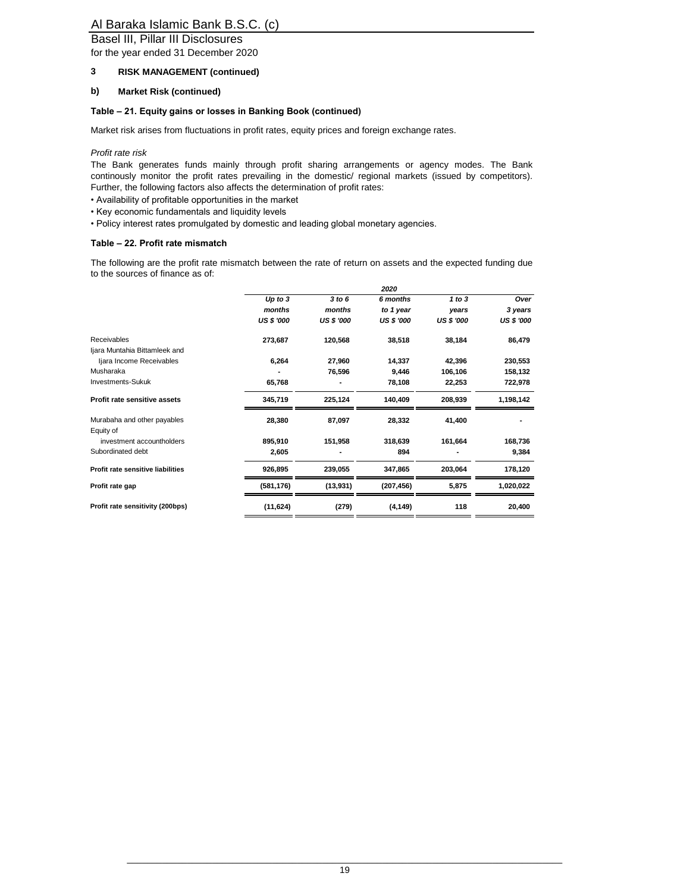## 3 RISK MANAGEMENT (continued)

### b) Market Risk (continued)

**Table – 21. Equity gains or losses in Banking Book (continued)**

Market risk arises from fluctuations in profit rates, equity prices and foreign exchange rates.

*Profit rate risk*

The Bank generates funds mainly through profit sharing arrangements or agency modes. The Bank continously monitor the profit rates prevailing in the domestic/ regional markets (issued by competitors). Further, the following factors also affects the determination of profit rates:

- Availability of profitable opportunities in the market
- Key economic fundamentals and liquidity levels
- Policy interest rates promulgated by domestic and leading global monetary agencies.

**Table – 22. Profit rate mismatch**

The following are the profit rate mismatch between the rate of return on assets and the expected funding due to the sources of finance as of:

| | 2020 | | | | |
|---|---|---|---|---|---|
| | *Up to 3 months* | *3 to 6 months* | *6 months to 1 year* | *1 to 3 years* | *Over 3 years* |
| | *US $ '000* | *US $ '000* | *US $ '000* | *US $ '000* | *US $ '000* |
| Receivables | 273,687 | 120,568 | 38,518 | 38,184 | 86,479 |
| Ijara Muntahia Bittamleek and Ijara Income Receivables | 6,264 | 27,960 | 14,337 | 42,396 | 230,553 |
| Musharaka | - | 76,596 | 9,446 | 106,106 | 158,132 |
| Investments-Sukuk | 65,768 | - | 78,108 | 22,253 | 722,978 |
| **Profit rate sensitive assets** | **345,719** | **225,124** | **140,409** | **208,939** | **1,198,142** |
| Murabaha and other payables | 28,380 | 87,097 | 28,332 | 41,400 | - |
| Equity of investment accountholders | 895,910 | 151,958 | 318,639 | 161,664 | 168,736 |
| Subordinated debt | 2,605 | - | 894 | - | 9,384 |
| **Profit rate sensitive liabilities** | **926,895** | **239,055** | **347,865** | **203,064** | **178,120** |
| **Profit rate gap** | **(581,176)** | **(13,931)** | **(207,456)** | **5,875** | **1,020,022** |
| **Profit rate sensitivity (200bps)** | **(11,624)** | **(279)** | **(4,149)** | **118** | **20,400** |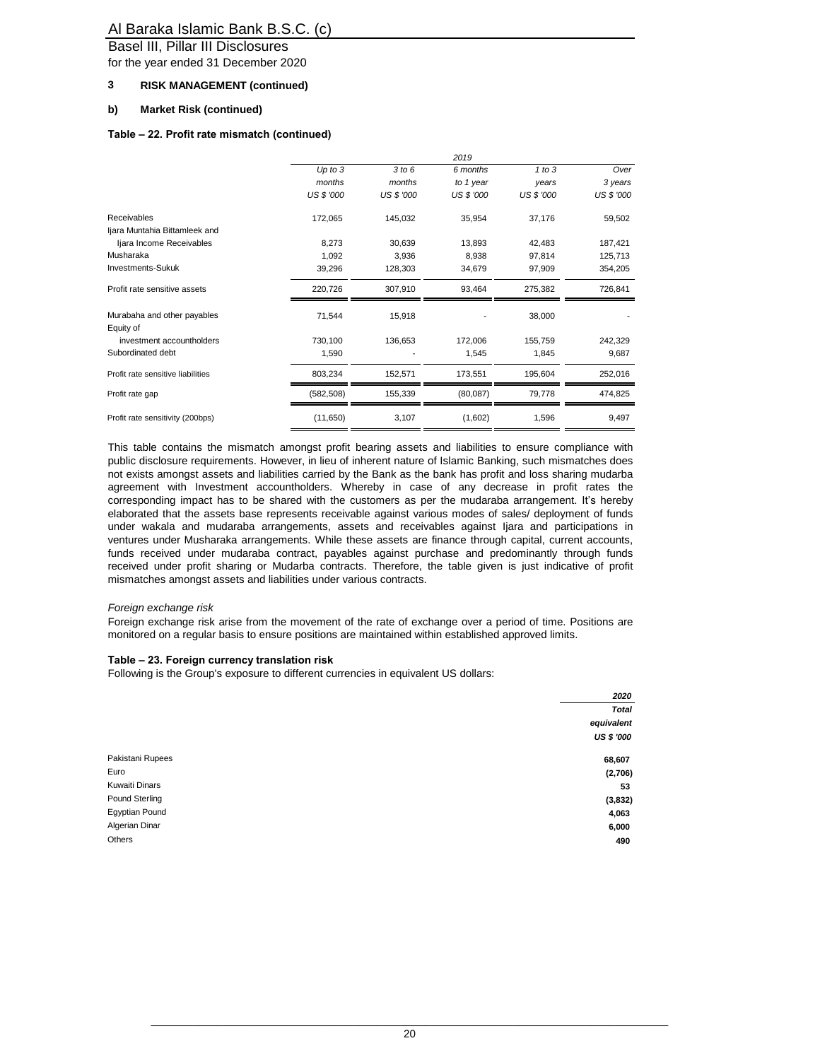## 3 RISK MANAGEMENT (continued)

### b) Market Risk (continued)

**Table – 22. Profit rate mismatch (continued)**

| | 2019 | | | | |
|---|---|---|---|---|---|
| | *Up to 3 months* | *3 to 6 months* | *6 months to 1 year* | *1 to 3 years* | *Over 3 years* |
| | *US $ '000* | *US $ '000* | *US $ '000* | *US $ '000* | *US $ '000* |
| Receivables | 172,065 | 145,032 | 35,954 | 37,176 | 59,502 |
| Ijara Muntahia Bittamleek and Ijara Income Receivables | 8,273 | 30,639 | 13,893 | 42,483 | 187,421 |
| Musharaka | 1,092 | 3,936 | 8,938 | 97,814 | 125,713 |
| Investments-Sukuk | 39,296 | 128,303 | 34,679 | 97,909 | 354,205 |
| Profit rate sensitive assets | 220,726 | 307,910 | 93,464 | 275,382 | 726,841 |
| Murabaha and other payables | 71,544 | 15,918 | - | 38,000 | - |
| Equity of investment accountholders | 730,100 | 136,653 | 172,006 | 155,759 | 242,329 |
| Subordinated debt | 1,590 | - | 1,545 | 1,845 | 9,687 |
| Profit rate sensitive liabilities | 803,234 | 152,571 | 173,551 | 195,604 | 252,016 |
| Profit rate gap | (582,508) | 155,339 | (80,087) | 79,778 | 474,825 |
| Profit rate sensitivity (200bps) | (11,650) | 3,107 | (1,602) | 1,596 | 9,497 |

This table contains the mismatch amongst profit bearing assets and liabilities to ensure compliance with public disclosure requirements. However, in lieu of inherent nature of Islamic Banking, such mismatches does not exists amongst assets and liabilities carried by the Bank as the bank has profit and loss sharing mudarba agreement with Investment accountholders. Whereby in case of any decrease in profit rates the corresponding impact has to be shared with the customers as per the mudaraba arrangement. It's hereby elaborated that the assets base represents receivable against various modes of sales/ deployment of funds under wakala and mudaraba arrangements, assets and receivables against Ijara and participations in ventures under Musharaka arrangements. While these assets are finance through capital, current accounts, funds received under mudaraba contract, payables against purchase and predominantly through funds received under profit sharing or Mudarba contracts. Therefore, the table given is just indicative of profit mismatches amongst assets and liabilities under various contracts.

*Foreign exchange risk*

Foreign exchange risk arise from the movement of the rate of exchange over a period of time. Positions are monitored on a regular basis to ensure positions are maintained within established approved limits.

**Table – 23. Foreign currency translation risk**

Following is the Group's exposure to different currencies in equivalent US dollars:

| | ***2020*** |
|---|---|
| | ***Total equivalent*** |
| | ***US $ '000*** |
| Pakistani Rupees | **68,607** |
| Euro | **(2,706)** |
| Kuwaiti Dinars | **53** |
| Pound Sterling | **(3,832)** |
| Egyptian Pound | **4,063** |
| Algerian Dinar | **6,000** |
| Others | **490** |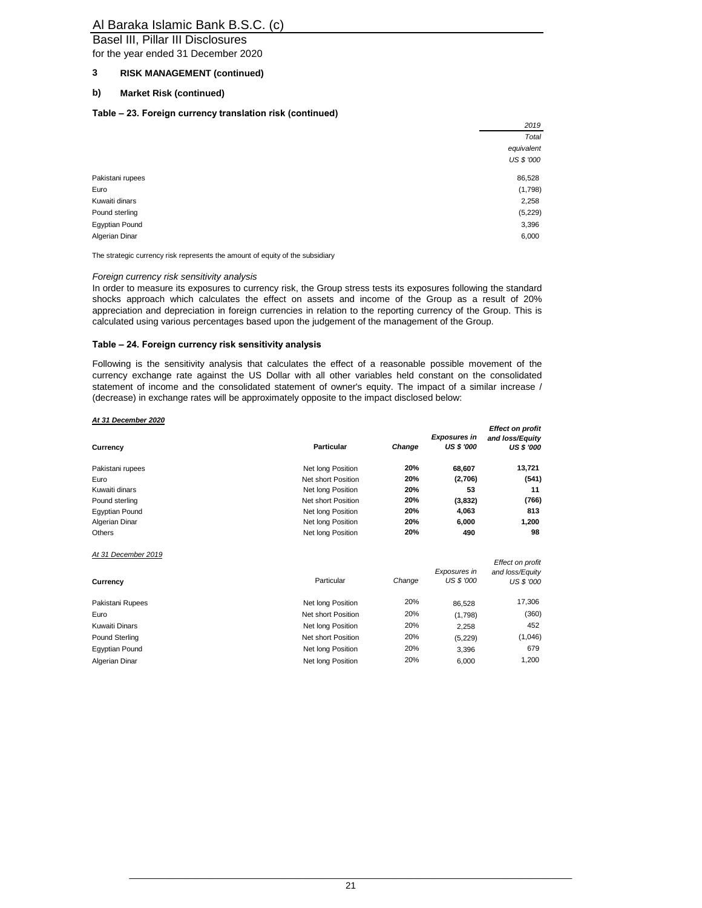## 3 RISK MANAGEMENT (continued)

### b) Market Risk (continued)

**Table – 23. Foreign currency translation risk (continued)**

| | 2019 Total equivalent US $ '000 |
|---|---|
| Pakistani rupees | 86,528 |
| Euro | (1,798) |
| Kuwaiti dinars | 2,258 |
| Pound sterling | (5,229) |
| Egyptian Pound | 3,396 |
| Algerian Dinar | 6,000 |

The strategic currency risk represents the amount of equity of the subsidiary

*Foreign currency risk sensitivity analysis*

In order to measure its exposures to currency risk, the Group stress tests its exposures following the standard shocks approach which calculates the effect on assets and income of the Group as a result of 20% appreciation and depreciation in foreign currencies in relation to the reporting currency of the Group. This is calculated using various percentages based upon the judgement of the management of the Group.

**Table – 24. Foreign currency risk sensitivity analysis**

Following is the sensitivity analysis that calculates the effect of a reasonable possible movement of the currency exchange rate against the US Dollar with all other variables held constant on the consolidated statement of income and the consolidated statement of owner's equity. The impact of a similar increase / (decrease) in exchange rates will be approximately opposite to the impact disclosed below:

***At 31 December 2020***

| Currency | Particular | Change | Exposures in US $ '000 | Effect on profit and loss/Equity US $ '000 |
|---|---|---|---|---|
| Pakistani rupees | Net long Position | 20% | 68,607 | 13,721 |
| Euro | Net short Position | 20% | (2,706) | (541) |
| Kuwaiti dinars | Net long Position | 20% | 53 | 11 |
| Pound sterling | Net short Position | 20% | (3,832) | (766) |
| Egyptian Pound | Net long Position | 20% | 4,063 | 813 |
| Algerian Dinar | Net long Position | 20% | 6,000 | 1,200 |
| Others | Net long Position | 20% | 490 | 98 |

*At 31 December 2019*

| Currency | Particular | Change | Exposures in US $ '000 | Effect on profit and loss/Equity US $ '000 |
|---|---|---|---|---|
| Pakistani Rupees | Net long Position | 20% | 86,528 | 17,306 |
| Euro | Net short Position | 20% | (1,798) | (360) |
| Kuwaiti Dinars | Net long Position | 20% | 2,258 | 452 |
| Pound Sterling | Net short Position | 20% | (5,229) | (1,046) |
| Egyptian Pound | Net long Position | 20% | 3,396 | 679 |
| Algerian Dinar | Net long Position | 20% | 6,000 | 1,200 |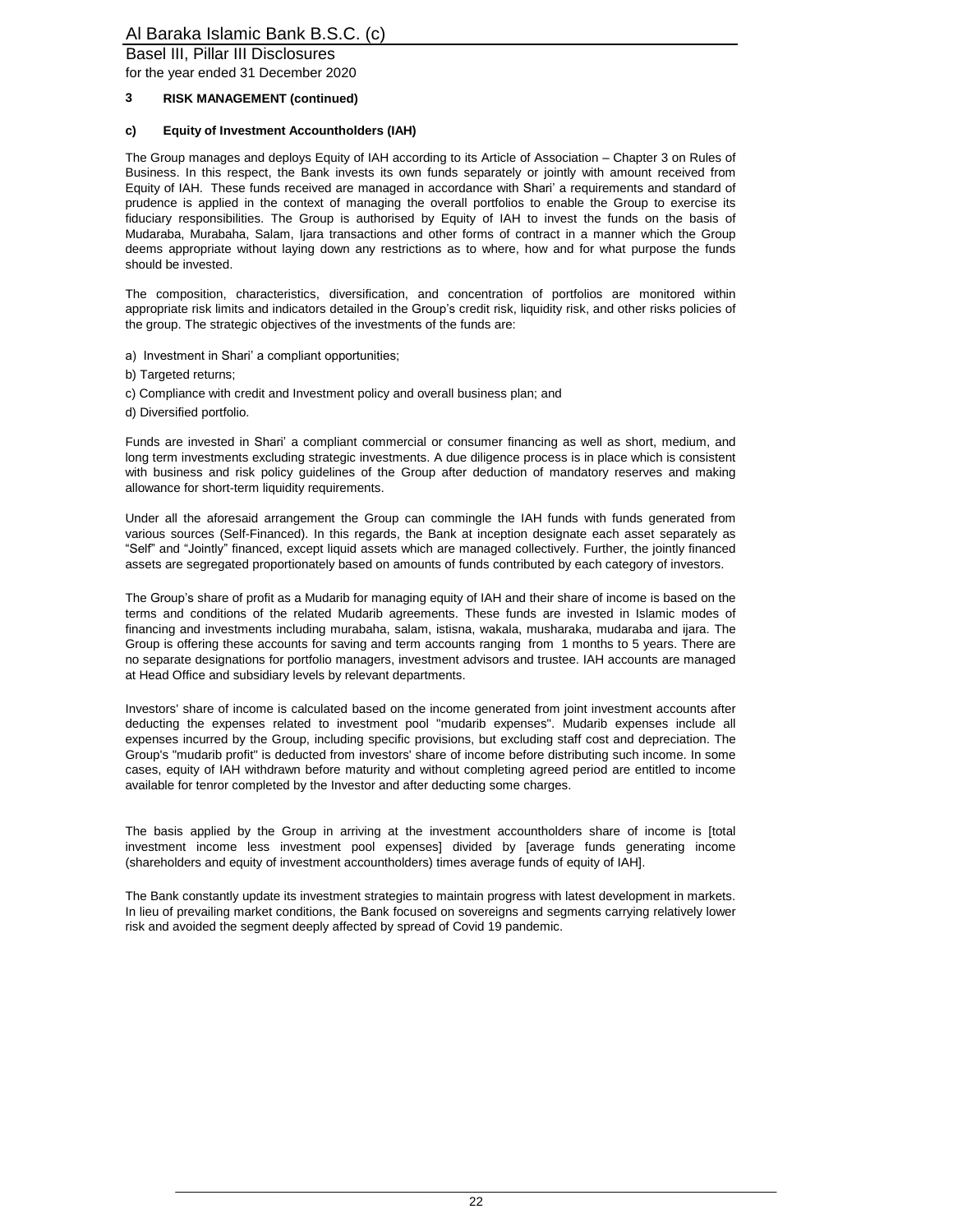## 3 RISK MANAGEMENT (continued)

### c) Equity of Investment Accountholders (IAH)

The Group manages and deploys Equity of IAH according to its Article of Association – Chapter 3 on Rules of Business. In this respect, the Bank invests its own funds separately or jointly with amount received from Equity of IAH. These funds received are managed in accordance with Shari' a requirements and standard of prudence is applied in the context of managing the overall portfolios to enable the Group to exercise its fiduciary responsibilities. The Group is authorised by Equity of IAH to invest the funds on the basis of Mudaraba, Murabaha, Salam, Ijara transactions and other forms of contract in a manner which the Group deems appropriate without laying down any restrictions as to where, how and for what purpose the funds should be invested.

The composition, characteristics, diversification, and concentration of portfolios are monitored within appropriate risk limits and indicators detailed in the Group's credit risk, liquidity risk, and other risks policies of the group. The strategic objectives of the investments of the funds are:

a) Investment in Shari' a compliant opportunities;

b) Targeted returns;

c) Compliance with credit and Investment policy and overall business plan; and

d) Diversified portfolio.

Funds are invested in Shari' a compliant commercial or consumer financing as well as short, medium, and long term investments excluding strategic investments. A due diligence process is in place which is consistent with business and risk policy guidelines of the Group after deduction of mandatory reserves and making allowance for short-term liquidity requirements.

Under all the aforesaid arrangement the Group can commingle the IAH funds with funds generated from various sources (Self-Financed). In this regards, the Bank at inception designate each asset separately as "Self" and "Jointly" financed, except liquid assets which are managed collectively. Further, the jointly financed assets are segregated proportionately based on amounts of funds contributed by each category of investors.

The Group's share of profit as a Mudarib for managing equity of IAH and their share of income is based on the terms and conditions of the related Mudarib agreements. These funds are invested in Islamic modes of financing and investments including murabaha, salam, istisna, wakala, musharaka, mudaraba and ijara. The Group is offering these accounts for saving and term accounts ranging from 1 months to 5 years. There are no separate designations for portfolio managers, investment advisors and trustee. IAH accounts are managed at Head Office and subsidiary levels by relevant departments.

Investors' share of income is calculated based on the income generated from joint investment accounts after deducting the expenses related to investment pool "mudarib expenses". Mudarib expenses include all expenses incurred by the Group, including specific provisions, but excluding staff cost and depreciation. The Group's "mudarib profit" is deducted from investors' share of income before distributing such income. In some cases, equity of IAH withdrawn before maturity and without completing agreed period are entitled to income available for tenror completed by the Investor and after deducting some charges.

The basis applied by the Group in arriving at the investment accountholders share of income is [total investment income less investment pool expenses] divided by [average funds generating income (shareholders and equity of investment accountholders) times average funds of equity of IAH].

The Bank constantly update its investment strategies to maintain progress with latest development in markets. In lieu of prevailing market conditions, the Bank focused on sovereigns and segments carrying relatively lower risk and avoided the segment deeply affected by spread of Covid 19 pandemic.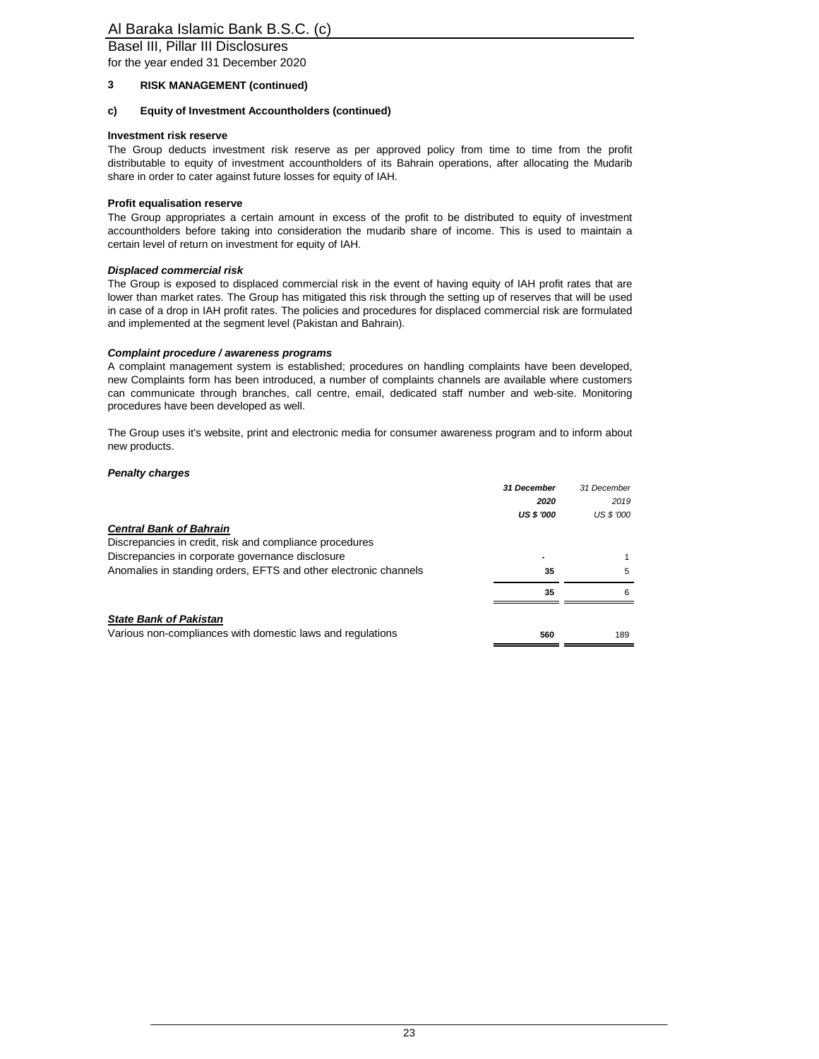## 3 RISK MANAGEMENT (continued)

### c) Equity of Investment Accountholders (continued)

**Investment risk reserve**

The Group deducts investment risk reserve as per approved policy from time to time from the profit distributable to equity of investment accountholders of its Bahrain operations, after allocating the Mudarib share in order to cater against future losses for equity of IAH.

**Profit equalisation reserve**

The Group appropriates a certain amount in excess of the profit to be distributed to equity of investment accountholders before taking into consideration the mudarib share of income. This is used to maintain a certain level of return on investment for equity of IAH.

***Displaced commercial risk***

The Group is exposed to displaced commercial risk in the event of having equity of IAH profit rates that are lower than market rates. The Group has mitigated this risk through the setting up of reserves that will be used in case of a drop in IAH profit rates. The policies and procedures for displaced commercial risk are formulated and implemented at the segment level (Pakistan and Bahrain).

***Complaint procedure / awareness programs***

A complaint management system is established; procedures on handling complaints have been developed, new Complaints form has been introduced, a number of complaints channels are available where customers can communicate through branches, call centre, email, dedicated staff number and web-site. Monitoring procedures have been developed as well.

The Group uses it's website, print and electronic media for consumer awareness program and to inform about new products.

***Penalty charges***

| | ***31 December 2020 US $ '000*** | *31 December 2019 US $ '000* |
|---|---|---|
| ***Central Bank of Bahrain*** | | |
| Discrepancies in credit, risk and compliance procedures | | |
| Discrepancies in corporate governance disclosure | **-** | 1 |
| Anomalies in standing orders, EFTS and other electronic channels | **35** | 5 |
| | **35** | 6 |
| ***State Bank of Pakistan*** | | |
| Various non-compliances with domestic laws and regulations | **560** | 189 |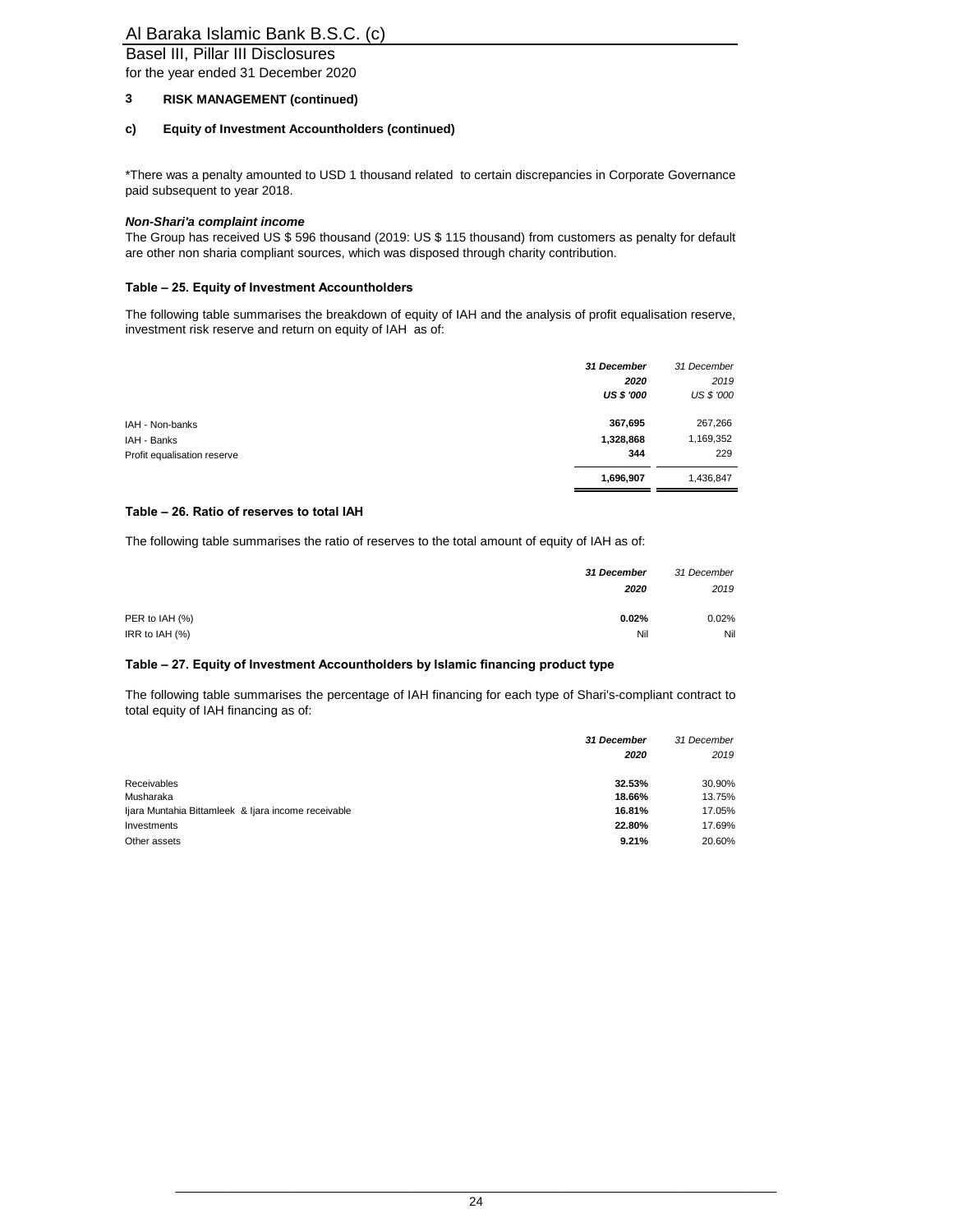## 3 RISK MANAGEMENT (continued)

### c) Equity of Investment Accountholders (continued)

*There was a penalty amounted to USD 1 thousand related to certain discrepancies in Corporate Governance paid subsequent to year 2018.

***Non-Shari'a complaint income***

The Group has received US $ 596 thousand (2019: US $ 115 thousand) from customers as penalty for default are other non sharia compliant sources, which was disposed through charity contribution.

**Table – 25. Equity of Investment Accountholders**

The following table summarises the breakdown of equity of IAH and the analysis of profit equalisation reserve, investment risk reserve and return on equity of IAH as of:

| | 31 December 2020 US $ '000 | 31 December 2019 US $ '000 |
|---|---|---|
| IAH - Non-banks | 367,695 | 267,266 |
| IAH - Banks | 1,328,868 | 1,169,352 |
| Profit equalisation reserve | 344 | 229 |
| | 1,696,907 | 1,436,847 |

**Table – 26. Ratio of reserves to total IAH**

The following table summarises the ratio of reserves to the total amount of equity of IAH as of:

| | 31 December 2020 | 31 December 2019 |
|---|---|---|
| PER to IAH (%) | 0.02% | 0.02% |
| IRR to IAH (%) | Nil | Nil |

**Table – 27. Equity of Investment Accountholders by Islamic financing product type**

The following table summarises the percentage of IAH financing for each type of Shari's-compliant contract to total equity of IAH financing as of:

| | 31 December 2020 | 31 December 2019 |
|---|---|---|
| Receivables | 32.53% | 30.90% |
| Musharaka | 18.66% | 13.75% |
| Ijara Muntahia Bittamleek & Ijara income receivable | 16.81% | 17.05% |
| Investments | 22.80% | 17.69% |
| Other assets | 9.21% | 20.60% |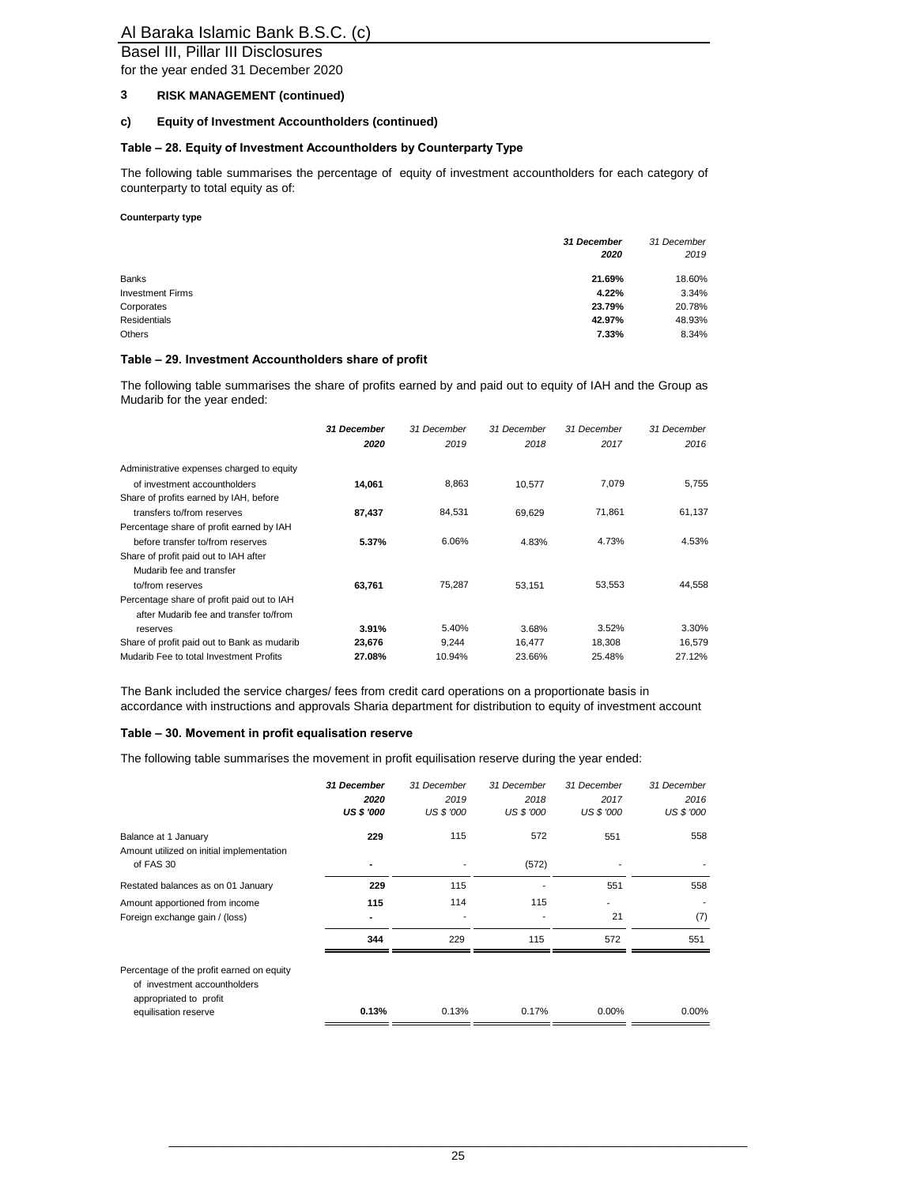## 3 RISK MANAGEMENT (continued)

### c) Equity of Investment Accountholders (continued)

#### Table – 28. Equity of Investment Accountholders by Counterparty Type

The following table summarises the percentage of equity of investment accountholders for each category of counterparty to total equity as of:

**Counterparty type**

| | ***31 December 2020*** | *31 December 2019* |
|---|---|---|
| Banks | **21.69%** | 18.60% |
| Investment Firms | **4.22%** | 3.34% |
| Corporates | **23.79%** | 20.78% |
| Residentials | **42.97%** | 48.93% |
| Others | **7.33%** | 8.34% |

#### Table – 29. Investment Accountholders share of profit

The following table summarises the share of profits earned by and paid out to equity of IAH and the Group as Mudarib for the year ended:

| | ***31 December 2020*** | *31 December 2019* | *31 December 2018* | *31 December 2017* | *31 December 2016* |
|---|---|---|---|---|---|
| Administrative expenses charged to equity of investment accountholders | **14,061** | 8,863 | 10,577 | 7,079 | 5,755 |
| Share of profits earned by IAH, before transfers to/from reserves | **87,437** | 84,531 | 69,629 | 71,861 | 61,137 |
| Percentage share of profit earned by IAH before transfer to/from reserves | **5.37%** | 6.06% | 4.83% | 4.73% | 4.53% |
| Share of profit paid out to IAH after Mudarib fee and transfer to/from reserves | **63,761** | 75,287 | 53,151 | 53,553 | 44,558 |
| Percentage share of profit paid out to IAH after Mudarib fee and transfer to/from reserves | **3.91%** | 5.40% | 3.68% | 3.52% | 3.30% |
| Share of profit paid out to Bank as mudarib | **23,676** | 9,244 | 16,477 | 18,308 | 16,579 |
| Mudarib Fee to total Investment Profits | **27.08%** | 10.94% | 23.66% | 25.48% | 27.12% |

The Bank included the service charges/ fees from credit card operations on a proportionate basis in accordance with instructions and approvals Sharia department for distribution to equity of investment account

#### Table – 30. Movement in profit equalisation reserve

The following table summarises the movement in profit equilisation reserve during the year ended:

| | ***31 December 2020 US $ '000*** | *31 December 2019 US $ '000* | *31 December 2018 US $ '000* | *31 December 2017 US $ '000* | *31 December 2016 US $ '000* |
|---|---|---|---|---|---|
| Balance at 1 January | **229** | 115 | 572 | 551 | 558 |
| Amount utilized on initial implementation of FAS 30 | **-** | - | (572) | - | - |
| Restated balances as on 01 January | **229** | 115 | - | 551 | 558 |
| Amount apportioned from income | **115** | 114 | 115 | - | - |
| Foreign exchange gain / (loss) | **-** | - | - | 21 | (7) |
| | **344** | 229 | 115 | 572 | 551 |
| Percentage of the profit earned on equity of investment accountholders appropriated to profit equilisation reserve | **0.13%** | 0.13% | 0.17% | 0.00% | 0.00% |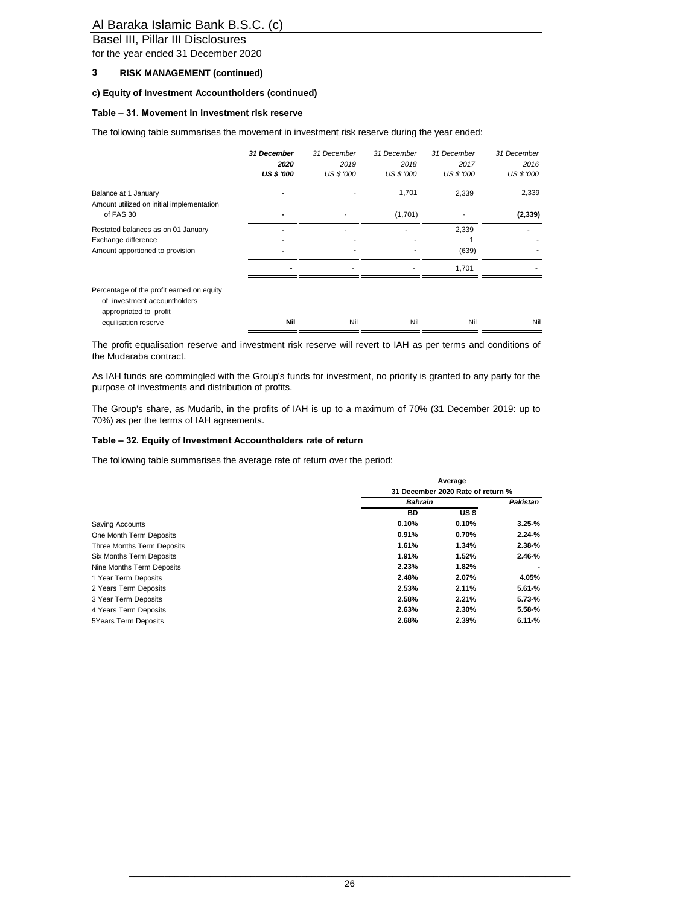### 3 RISK MANAGEMENT (continued)

#### c) Equity of Investment Accountholders (continued)

**Table – 31. Movement in investment risk reserve**

The following table summarises the movement in investment risk reserve during the year ended:

| | ***31 December 2020 US $ '000*** | *31 December 2019 US $ '000* | *31 December 2018 US $ '000* | *31 December 2017 US $ '000* | *31 December 2016 US $ '000* |
|---|---|---|---|---|---|
| Balance at 1 January | **-** | - | 1,701 | 2,339 | 2,339 |
| Amount utilized on initial implementation of FAS 30 | **-** | - | (1,701) | - | **(2,339)** |
| Restated balances as on 01 January | **-** | - | - | 2,339 | - |
| Exchange difference | **-** | - | - | 1 | - |
| Amount apportioned to provision | **-** | - | - | (639) | - |
| | **-** | - | - | 1,701 | - |
| Percentage of the profit earned on equity of investment accountholders appropriated to profit equilisation reserve | **Nil** | Nil | Nil | Nil | Nil |

The profit equalisation reserve and investment risk reserve will revert to IAH as per terms and conditions of the Mudaraba contract.

As IAH funds are commingled with the Group's funds for investment, no priority is granted to any party for the purpose of investments and distribution of profits.

The Group's share, as Mudarib, in the profits of IAH is up to a maximum of 70% (31 December 2019: up to 70%) as per the terms of IAH agreements.

**Table – 32. Equity of Investment Accountholders rate of return**

The following table summarises the average rate of return over the period:

| | **Average 31 December 2020 Rate of return %** | | |
|---|---|---|---|
| | ***Bahrain*** | | ***Pakistan*** |
| | **BD** | **US $** | |
| Saving Accounts | **0.10%** | **0.10%** | **3.25-%** |
| One Month Term Deposits | **0.91%** | **0.70%** | **2.24-%** |
| Three Months Term Deposits | **1.61%** | **1.34%** | **2.38-%** |
| Six Months Term Deposits | **1.91%** | **1.52%** | **2.46-%** |
| Nine Months Term Deposits | **2.23%** | **1.82%** | **-** |
| 1 Year Term Deposits | **2.48%** | **2.07%** | **4.05%** |
| 2 Years Term Deposits | **2.53%** | **2.11%** | **5.61-%** |
| 3 Year Term Deposits | **2.58%** | **2.21%** | **5.73-%** |
| 4 Years Term Deposits | **2.63%** | **2.30%** | **5.58-%** |
| 5Years Term Deposits | **2.68%** | **2.39%** | **6.11-%** |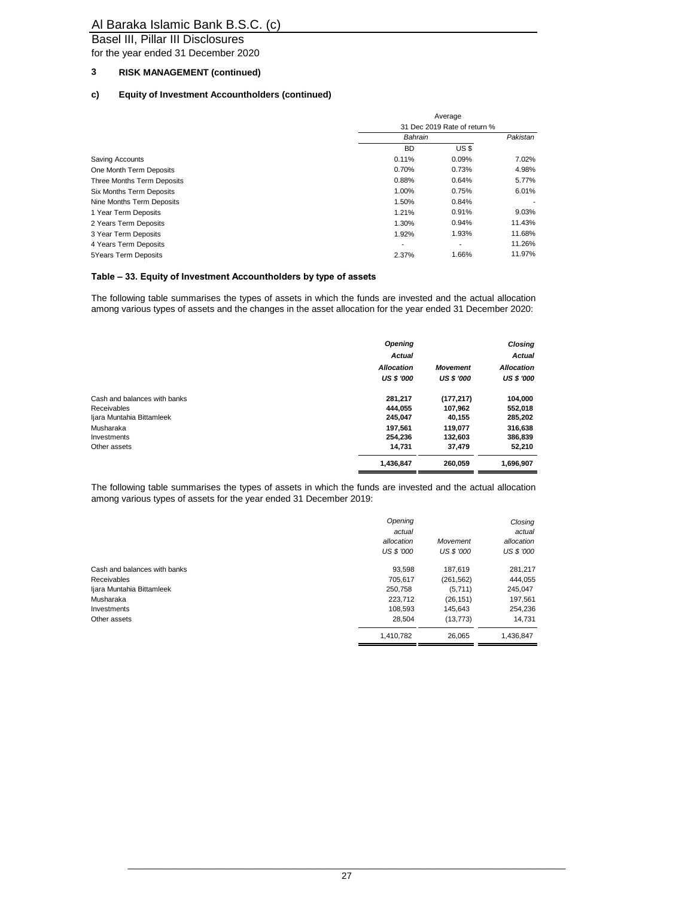## 3 RISK MANAGEMENT (continued)

### c) Equity of Investment Accountholders (continued)

| | Average | | |
|---|---|---|---|
| | 31 Dec 2019 Rate of return % | | |
| | *Bahrain* | | *Pakistan* |
| | BD | US $ | |
| Saving Accounts | 0.11% | 0.09% | 7.02% |
| One Month Term Deposits | 0.70% | 0.73% | 4.98% |
| Three Months Term Deposits | 0.88% | 0.64% | 5.77% |
| Six Months Term Deposits | 1.00% | 0.75% | 6.01% |
| Nine Months Term Deposits | 1.50% | 0.84% | - |
| 1 Year Term Deposits | 1.21% | 0.91% | 9.03% |
| 2 Years Term Deposits | 1.30% | 0.94% | 11.43% |
| 3 Year Term Deposits | 1.92% | 1.93% | 11.68% |
| 4 Years Term Deposits | - | - | 11.26% |
| 5Years Term Deposits | 2.37% | 1.66% | 11.97% |

**Table – 33. Equity of Investment Accountholders by type of assets**

The following table summarises the types of assets in which the funds are invested and the actual allocation among various types of assets and the changes in the asset allocation for the year ended 31 December 2020:

| | ***Opening Actual Allocation US $ '000*** | ***Movement US $ '000*** | ***Closing Actual Allocation US $ '000*** |
|---|---|---|---|
| Cash and balances with banks | **281,217** | **(177,217)** | **104,000** |
| Receivables | **444,055** | **107,962** | **552,018** |
| Ijara Muntahia Bittamleek | **245,047** | **40,155** | **285,202** |
| Musharaka | **197,561** | **119,077** | **316,638** |
| Investments | **254,236** | **132,603** | **386,839** |
| Other assets | **14,731** | **37,479** | **52,210** |
| | **1,436,847** | **260,059** | **1,696,907** |

The following table summarises the types of assets in which the funds are invested and the actual allocation among various types of assets for the year ended 31 December 2019:

| | *Opening actual allocation US $ '000* | *Movement US $ '000* | *Closing actual allocation US $ '000* |
|---|---|---|---|
| Cash and balances with banks | 93,598 | 187,619 | 281,217 |
| Receivables | 705,617 | (261,562) | 444,055 |
| Ijara Muntahia Bittamleek | 250,758 | (5,711) | 245,047 |
| Musharaka | 223,712 | (26,151) | 197,561 |
| Investments | 108,593 | 145,643 | 254,236 |
| Other assets | 28,504 | (13,773) | 14,731 |
| | 1,410,782 | 26,065 | 1,436,847 |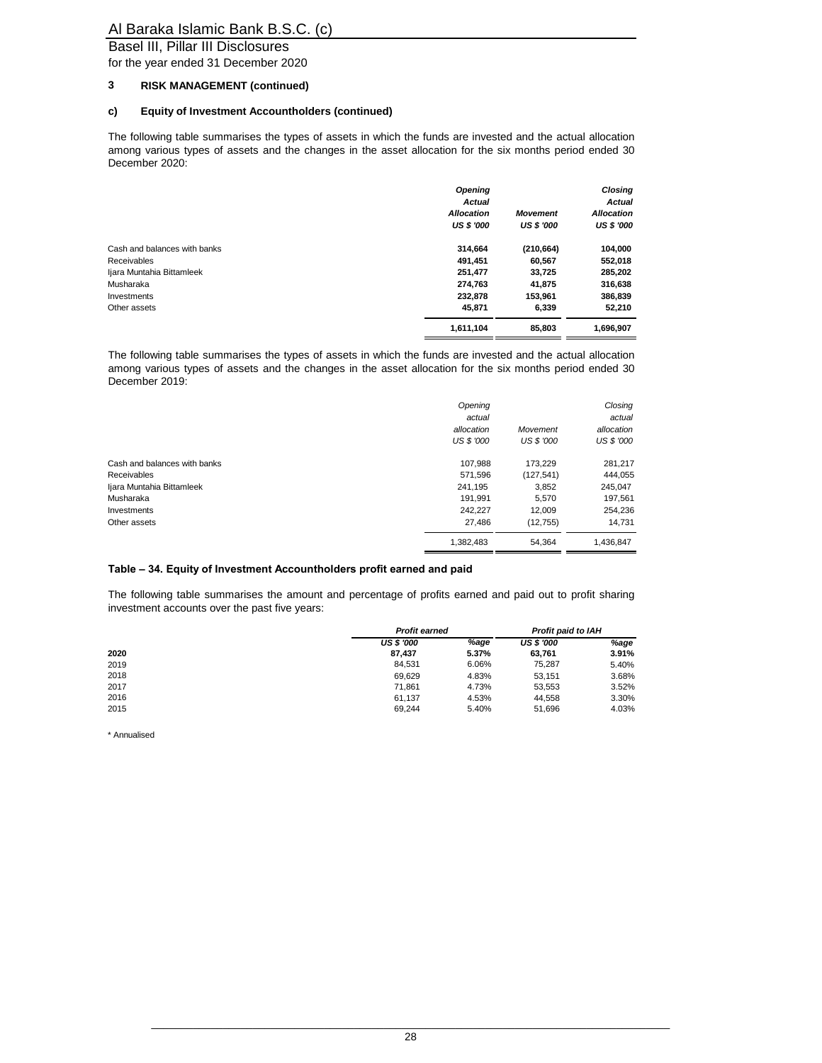## 3 RISK MANAGEMENT (continued)

### c) Equity of Investment Accountholders (continued)

The following table summarises the types of assets in which the funds are invested and the actual allocation among various types of assets and the changes in the asset allocation for the six months period ended 30 December 2020:

| | **Opening Actual Allocation US $ '000** | **Movement US $ '000** | **Closing Actual Allocation US $ '000** |
|---|---|---|---|
| Cash and balances with banks | **314,664** | **(210,664)** | **104,000** |
| Receivables | **491,451** | **60,567** | **552,018** |
| Ijara Muntahia Bittamleek | **251,477** | **33,725** | **285,202** |
| Musharaka | **274,763** | **41,875** | **316,638** |
| Investments | **232,878** | **153,961** | **386,839** |
| Other assets | **45,871** | **6,339** | **52,210** |
| | **1,611,104** | **85,803** | **1,696,907** |

The following table summarises the types of assets in which the funds are invested and the actual allocation among various types of assets and the changes in the asset allocation for the six months period ended 30 December 2019:

| | *Opening actual allocation US $ '000* | *Movement US $ '000* | *Closing actual allocation US $ '000* |
|---|---|---|---|
| Cash and balances with banks | 107,988 | 173,229 | 281,217 |
| Receivables | 571,596 | (127,541) | 444,055 |
| Ijara Muntahia Bittamleek | 241,195 | 3,852 | 245,047 |
| Musharaka | 191,991 | 5,570 | 197,561 |
| Investments | 242,227 | 12,009 | 254,236 |
| Other assets | 27,486 | (12,755) | 14,731 |
| | 1,382,483 | 54,364 | 1,436,847 |

**Table – 34. Equity of Investment Accountholders profit earned and paid**

The following table summarises the amount and percentage of profits earned and paid out to profit sharing investment accounts over the past five years:

| | ***Profit earned*** | | ***Profit paid to IAH*** | |
|---|---|---|---|---|
| | ***US $ '000*** | ***%age*** | ***US $ '000*** | ***%age*** |
| **2020** | **87,437** | **5.37%** | **63,761** | **3.91%** |
| 2019 | 84,531 | 6.06% | 75,287 | 5.40% |
| 2018 | 69,629 | 4.83% | 53,151 | 3.68% |
| 2017 | 71,861 | 4.73% | 53,553 | 3.52% |
| 2016 | 61,137 | 4.53% | 44,558 | 3.30% |
| 2015 | 69,244 | 5.40% | 51,696 | 4.03% |

\* Annualised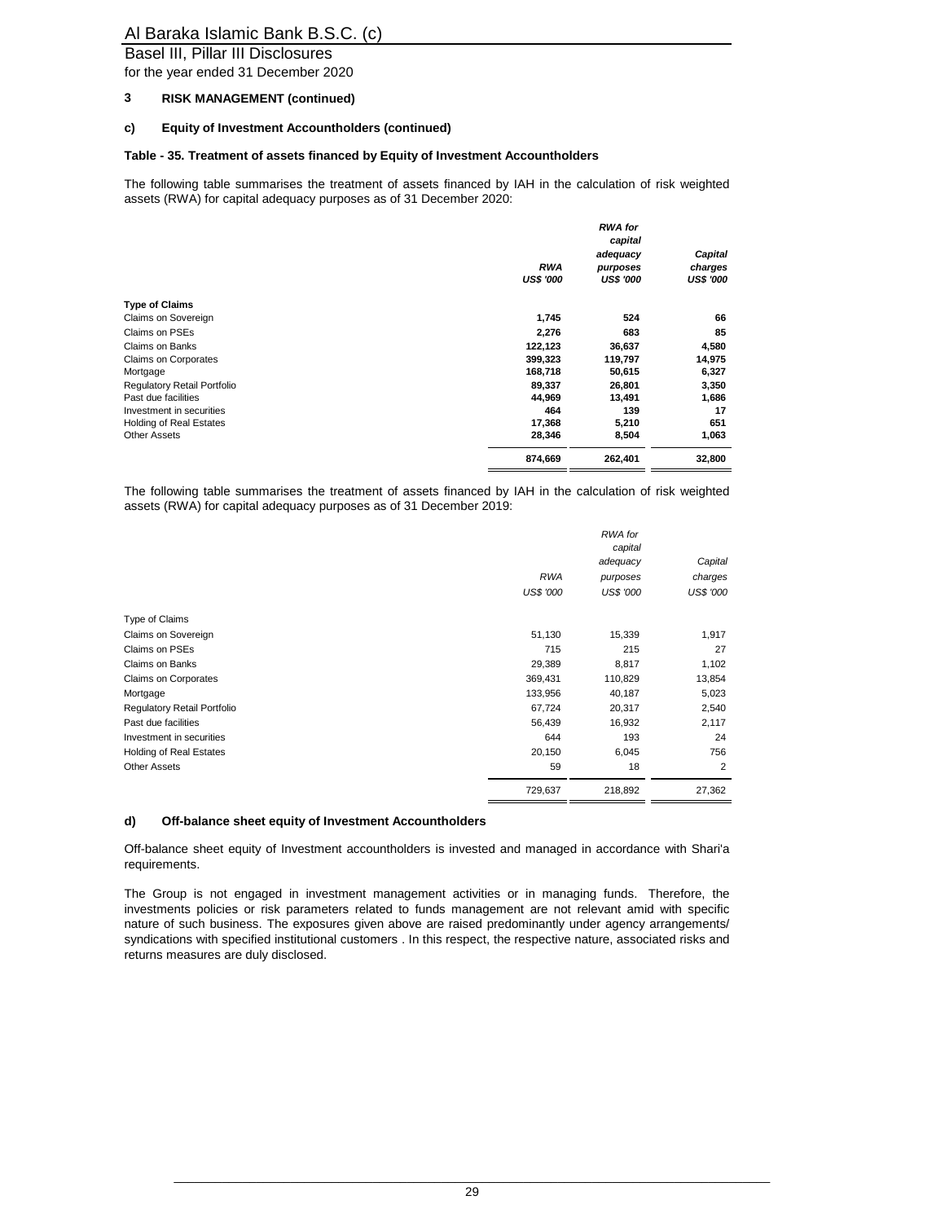## 3 RISK MANAGEMENT (continued)

### c) Equity of Investment Accountholders (continued)

**Table - 35. Treatment of assets financed by Equity of Investment Accountholders**

The following table summarises the treatment of assets financed by IAH in the calculation of risk weighted assets (RWA) for capital adequacy purposes as of 31 December 2020:

| | *RWA* *US$ '000* | *RWA for capital adequacy purposes* *US$ '000* | *Capital charges* *US$ '000* |
|---|---|---|---|
| **Type of Claims** | | | |
| Claims on Sovereign | **1,745** | **524** | **66** |
| Claims on PSEs | **2,276** | **683** | **85** |
| Claims on Banks | **122,123** | **36,637** | **4,580** |
| Claims on Corporates | **399,323** | **119,797** | **14,975** |
| Mortgage | **168,718** | **50,615** | **6,327** |
| Regulatory Retail Portfolio | **89,337** | **26,801** | **3,350** |
| Past due facilities | **44,969** | **13,491** | **1,686** |
| Investment in securities | **464** | **139** | **17** |
| Holding of Real Estates | **17,368** | **5,210** | **651** |
| Other Assets | **28,346** | **8,504** | **1,063** |
| | **874,669** | **262,401** | **32,800** |

The following table summarises the treatment of assets financed by IAH in the calculation of risk weighted assets (RWA) for capital adequacy purposes as of 31 December 2019:

| | *RWA* *US$ '000* | *RWA for capital adequacy purposes* *US$ '000* | *Capital charges* *US$ '000* |
|---|---|---|---|
| Type of Claims | | | |
| Claims on Sovereign | 51,130 | 15,339 | 1,917 |
| Claims on PSEs | 715 | 215 | 27 |
| Claims on Banks | 29,389 | 8,817 | 1,102 |
| Claims on Corporates | 369,431 | 110,829 | 13,854 |
| Mortgage | 133,956 | 40,187 | 5,023 |
| Regulatory Retail Portfolio | 67,724 | 20,317 | 2,540 |
| Past due facilities | 56,439 | 16,932 | 2,117 |
| Investment in securities | 644 | 193 | 24 |
| Holding of Real Estates | 20,150 | 6,045 | 756 |
| Other Assets | 59 | 18 | 2 |
| | 729,637 | 218,892 | 27,362 |

### d) Off-balance sheet equity of Investment Accountholders

Off-balance sheet equity of Investment accountholders is invested and managed in accordance with Shari'a requirements.

The Group is not engaged in investment management activities or in managing funds. Therefore, the investments policies or risk parameters related to funds management are not relevant amid with specific nature of such business. The exposures given above are raised predominantly under agency arrangements/ syndications with specified institutional customers . In this respect, the respective nature, associated risks and returns measures are duly disclosed.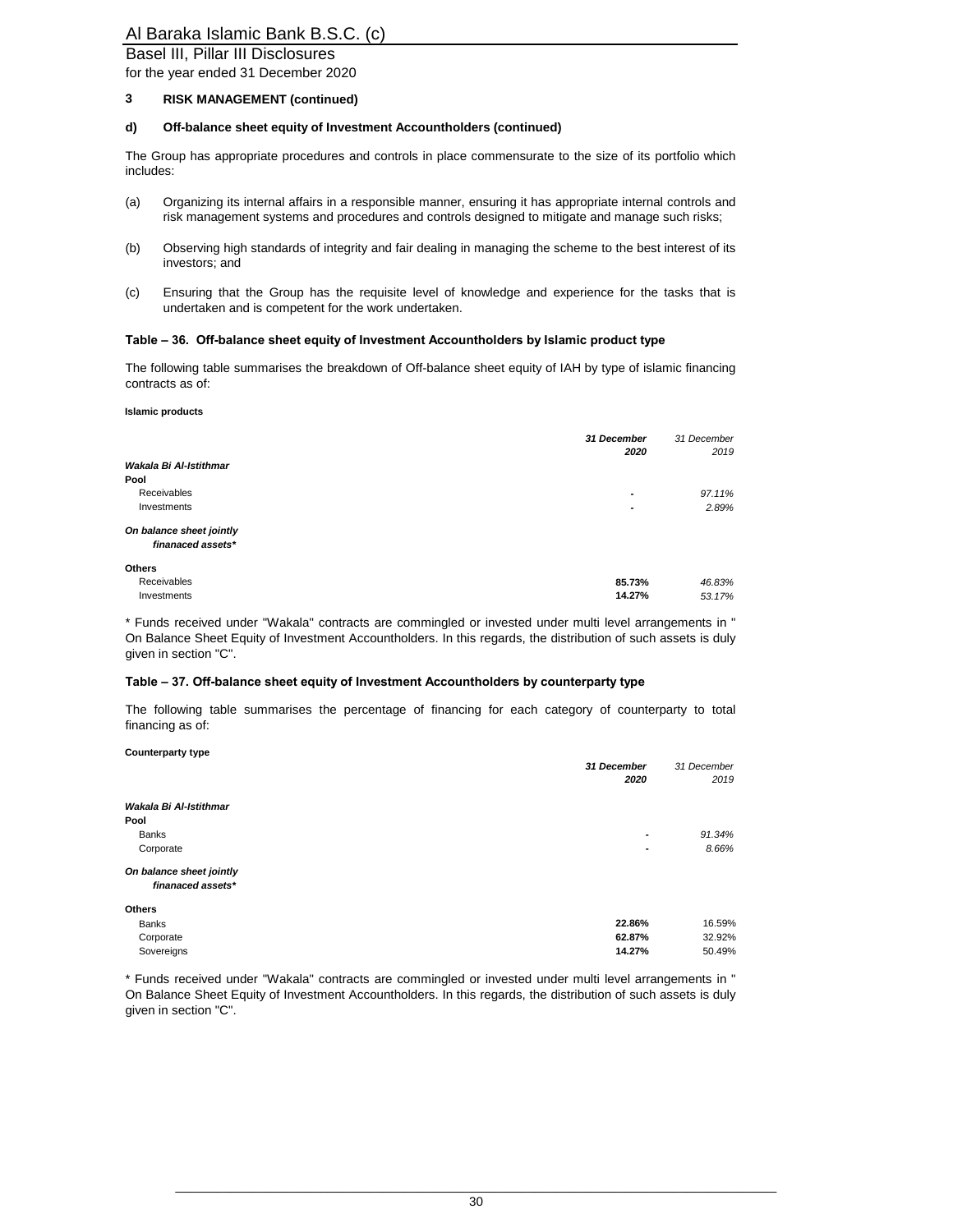## 3 RISK MANAGEMENT (continued)

### d) Off-balance sheet equity of Investment Accountholders (continued)

The Group has appropriate procedures and controls in place commensurate to the size of its portfolio which includes:

(a) Organizing its internal affairs in a responsible manner, ensuring it has appropriate internal controls and risk management systems and procedures and controls designed to mitigate and manage such risks;

(b) Observing high standards of integrity and fair dealing in managing the scheme to the best interest of its investors; and

(c) Ensuring that the Group has the requisite level of knowledge and experience for the tasks that is undertaken and is competent for the work undertaken.

#### Table – 36. Off-balance sheet equity of Investment Accountholders by Islamic product type

The following table summarises the breakdown of Off-balance sheet equity of IAH by type of islamic financing contracts as of:

**Islamic products**

| | *31 December 2020* | *31 December 2019* |
|---|---|---|
| ***Wakala Bi Al-Istithmar*** | | |
| **Pool** | | |
| Receivables | - | *97.11%* |
| Investments | - | *2.89%* |
| ***On balance sheet jointly finanaced assets**** | | |
| **Others** | | |
| Receivables | **85.73%** | *46.83%* |
| Investments | **14.27%** | *53.17%* |

* Funds received under "Wakala" contracts are commingled or invested under multi level arrangements in " On Balance Sheet Equity of Investment Accountholders. In this regards, the distribution of such assets is duly given in section "C".

#### Table – 37. Off-balance sheet equity of Investment Accountholders by counterparty type

The following table summarises the percentage of financing for each category of counterparty to total financing as of:

**Counterparty type**

| | *31 December 2020* | *31 December 2019* |
|---|---|---|
| ***Wakala Bi Al-Istithmar*** | | |
| **Pool** | | |
| Banks | - | *91.34%* |
| Corporate | - | *8.66%* |
| ***On balance sheet jointly finanaced assets**** | | |
| **Others** | | |
| Banks | **22.86%** | 16.59% |
| Corporate | **62.87%** | 32.92% |
| Sovereigns | **14.27%** | 50.49% |

* Funds received under "Wakala" contracts are commingled or invested under multi level arrangements in " On Balance Sheet Equity of Investment Accountholders. In this regards, the distribution of such assets is duly given in section "C".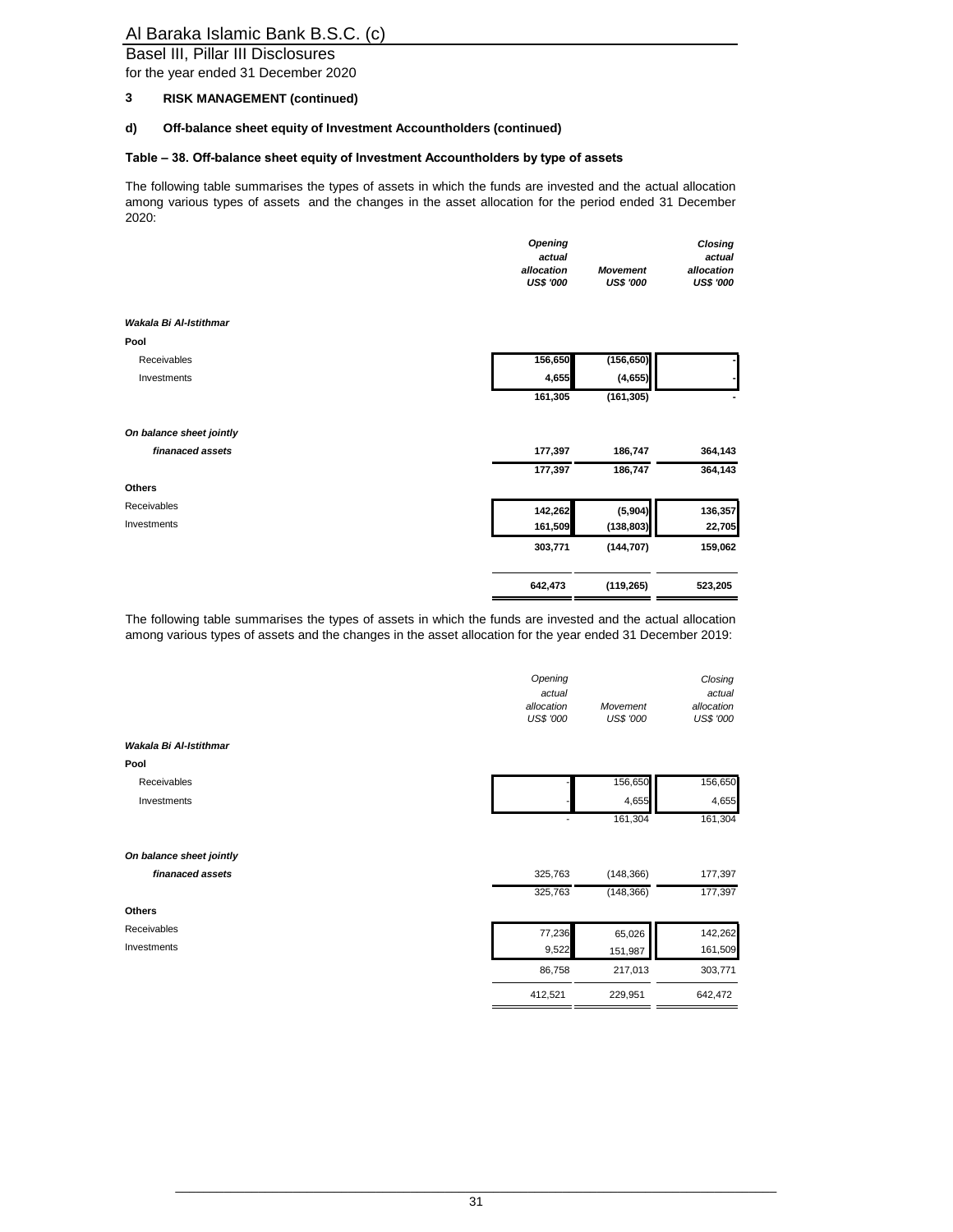Al Baraka Islamic Bank B.S.C. (c)

Basel III, Pillar III Disclosures

for the year ended 31 December 2020

## 3 RISK MANAGEMENT (continued)

### d) Off-balance sheet equity of Investment Accountholders (continued)

#### Table – 38. Off-balance sheet equity of Investment Accountholders by type of assets

The following table summarises the types of assets in which the funds are invested and the actual allocation among various types of assets and the changes in the asset allocation for the period ended 31 December 2020:

| | *Opening actual allocation US$ '000* | *Movement US$ '000* | *Closing actual allocation US$ '000* |
|---|---|---|---|
| ***Wakala Bi Al-Istithmar*** | | | |
| **Pool** | | | |
| Receivables | 156,650 | (156,650) | - |
| Investments | 4,655 | (4,655) | - |
| | 161,305 | (161,305) | - |
| ***On balance sheet jointly finanaced assets*** | 177,397 | 186,747 | 364,143 |
| | 177,397 | 186,747 | 364,143 |
| **Others** | | | |
| Receivables | 142,262 | (5,904) | 136,357 |
| Investments | 161,509 | (138,803) | 22,705 |
| | 303,771 | (144,707) | 159,062 |
| | 642,473 | (119,265) | 523,205 |

The following table summarises the types of assets in which the funds are invested and the actual allocation among various types of assets and the changes in the asset allocation for the year ended 31 December 2019:

| | *Opening actual allocation US$ '000* | *Movement US$ '000* | *Closing actual allocation US$ '000* |
|---|---|---|---|
| ***Wakala Bi Al-Istithmar*** | | | |
| **Pool** | | | |
| Receivables | - | 156,650 | 156,650 |
| Investments | - | 4,655 | 4,655 |
| | - | 161,304 | 161,304 |
| ***On balance sheet jointly finanaced assets*** | 325,763 | (148,366) | 177,397 |
| | 325,763 | (148,366) | 177,397 |
| **Others** | | | |
| Receivables | 77,236 | 65,026 | 142,262 |
| Investments | 9,522 | 151,987 | 161,509 |
| | 86,758 | 217,013 | 303,771 |
| | 412,521 | 229,951 | 642,472 |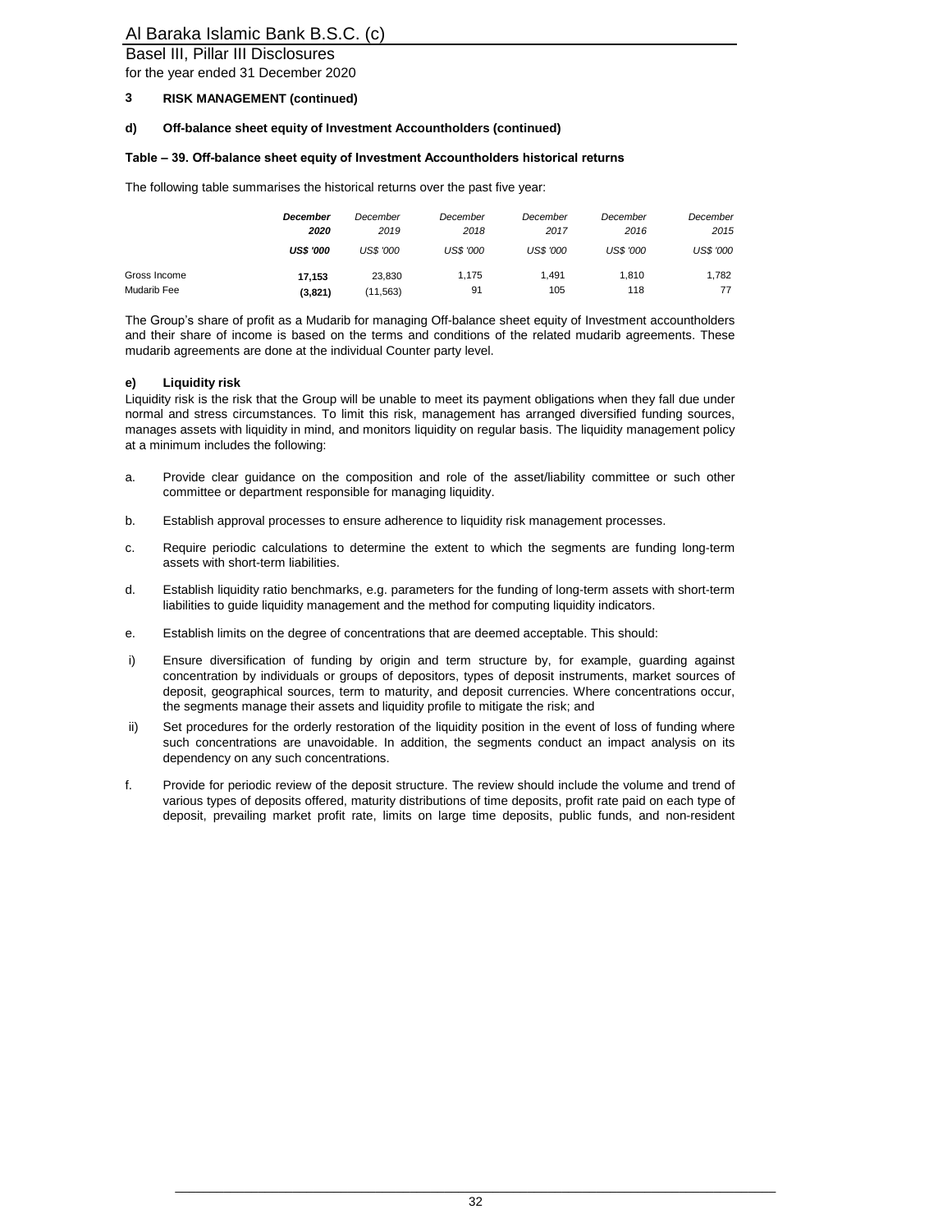## 3 RISK MANAGEMENT (continued)

### d) Off-balance sheet equity of Investment Accountholders (continued)

**Table – 39. Off-balance sheet equity of Investment Accountholders historical returns**

The following table summarises the historical returns over the past five year:

| | ***December 2020*** | *December 2019* | *December 2018* | *December 2017* | *December 2016* | *December 2015* |
|---|---|---|---|---|---|---|
| | ***US$ '000*** | *US$ '000* | *US$ '000* | *US$ '000* | *US$ '000* | *US$ '000* |
| Gross Income | **17,153** | 23,830 | 1,175 | 1,491 | 1,810 | 1,782 |
| Mudarib Fee | **(3,821)** | (11,563) | 91 | 105 | 118 | 77 |

The Group's share of profit as a Mudarib for managing Off-balance sheet equity of Investment accountholders and their share of income is based on the terms and conditions of the related mudarib agreements. These mudarib agreements are done at the individual Counter party level.

### e) Liquidity risk

Liquidity risk is the risk that the Group will be unable to meet its payment obligations when they fall due under normal and stress circumstances. To limit this risk, management has arranged diversified funding sources, manages assets with liquidity in mind, and monitors liquidity on regular basis. The liquidity management policy at a minimum includes the following:

a. Provide clear guidance on the composition and role of the asset/liability committee or such other committee or department responsible for managing liquidity.

b. Establish approval processes to ensure adherence to liquidity risk management processes.

c. Require periodic calculations to determine the extent to which the segments are funding long-term assets with short-term liabilities.

d. Establish liquidity ratio benchmarks, e.g. parameters for the funding of long-term assets with short-term liabilities to guide liquidity management and the method for computing liquidity indicators.

e. Establish limits on the degree of concentrations that are deemed acceptable. This should:

i) Ensure diversification of funding by origin and term structure by, for example, guarding against concentration by individuals or groups of depositors, types of deposit instruments, market sources of deposit, geographical sources, term to maturity, and deposit currencies. Where concentrations occur, the segments manage their assets and liquidity profile to mitigate the risk; and

ii) Set procedures for the orderly restoration of the liquidity position in the event of loss of funding where such concentrations are unavoidable. In addition, the segments conduct an impact analysis on its dependency on any such concentrations.

f. Provide for periodic review of the deposit structure. The review should include the volume and trend of various types of deposits offered, maturity distributions of time deposits, profit rate paid on each type of deposit, prevailing market profit rate, limits on large time deposits, public funds, and non-resident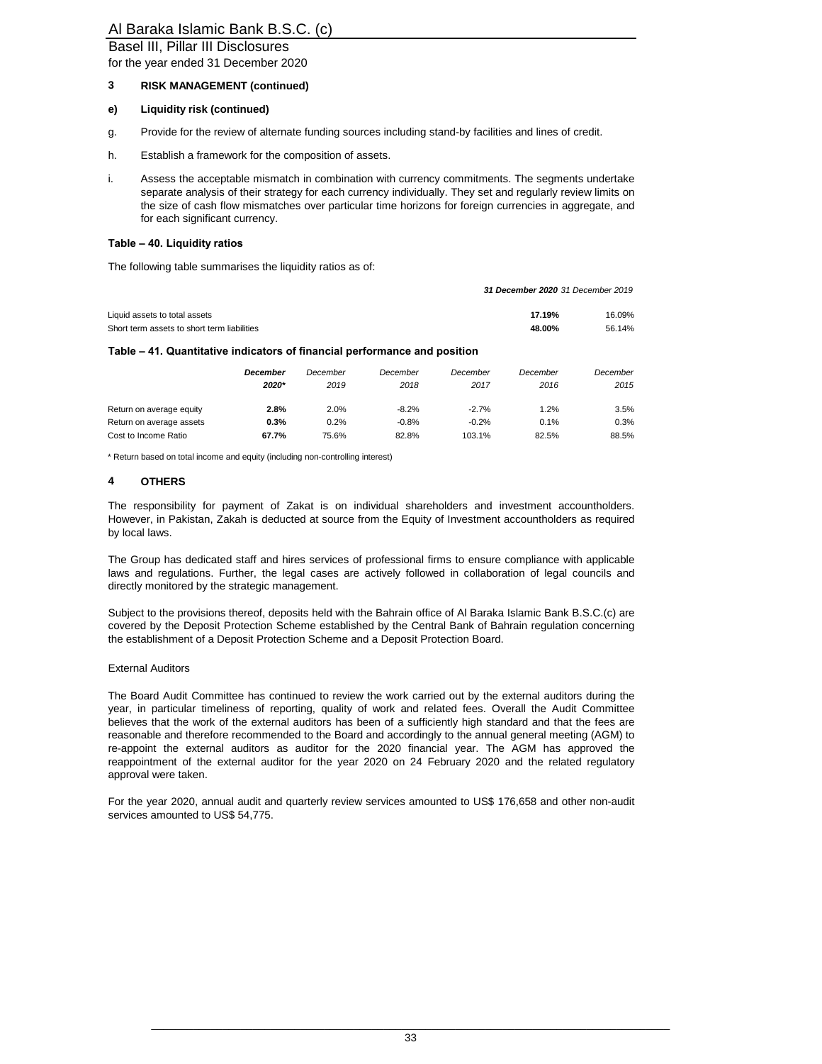## 3 RISK MANAGEMENT (continued)

### e) Liquidity risk (continued)

g. Provide for the review of alternate funding sources including stand-by facilities and lines of credit.

h. Establish a framework for the composition of assets.

i. Assess the acceptable mismatch in combination with currency commitments. The segments undertake separate analysis of their strategy for each currency individually. They set and regularly review limits on the size of cash flow mismatches over particular time horizons for foreign currencies in aggregate, and for each significant currency.

**Table – 40. Liquidity ratios**

The following table summarises the liquidity ratios as of:

| | ***31 December 2020*** | *31 December 2019* |
|---|---|---|
| Liquid assets to total assets | **17.19%** | 16.09% |
| Short term assets to short term liabilities | **48.00%** | 56.14% |

**Table – 41. Quantitative indicators of financial performance and position**

| | ***December 2020**** | *December 2019* | *December 2018* | *December 2017* | *December 2016* | *December 2015* |
|---|---|---|---|---|---|---|
| Return on average equity | **2.8%** | 2.0% | -8.2% | -2.7% | 1.2% | 3.5% |
| Return on average assets | **0.3%** | 0.2% | -0.8% | -0.2% | 0.1% | 0.3% |
| Cost to Income Ratio | **67.7%** | 75.6% | 82.8% | 103.1% | 82.5% | 88.5% |

* Return based on total income and equity (including non-controlling interest)

## 4 OTHERS

The responsibility for payment of Zakat is on individual shareholders and investment accountholders. However, in Pakistan, Zakah is deducted at source from the Equity of Investment accountholders as required by local laws.

The Group has dedicated staff and hires services of professional firms to ensure compliance with applicable laws and regulations. Further, the legal cases are actively followed in collaboration of legal councils and directly monitored by the strategic management.

Subject to the provisions thereof, deposits held with the Bahrain office of Al Baraka Islamic Bank B.S.C.(c) are covered by the Deposit Protection Scheme established by the Central Bank of Bahrain regulation concerning the establishment of a Deposit Protection Scheme and a Deposit Protection Board.

External Auditors

The Board Audit Committee has continued to review the work carried out by the external auditors during the year, in particular timeliness of reporting, quality of work and related fees. Overall the Audit Committee believes that the work of the external auditors has been of a sufficiently high standard and that the fees are reasonable and therefore recommended to the Board and accordingly to the annual general meeting (AGM) to re-appoint the external auditors as auditor for the 2020 financial year. The AGM has approved the reappointment of the external auditor for the year 2020 on 24 February 2020 and the related regulatory approval were taken.

For the year 2020, annual audit and quarterly review services amounted to US$ 176,658 and other non-audit services amounted to US$ 54,775.